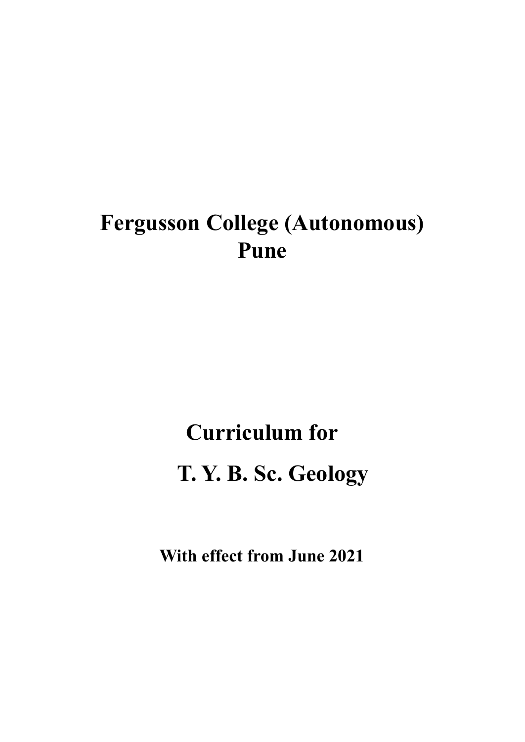# Fergusson College (Autonomous)
# Pune

## Curriculum for

## T. Y. B. Sc. Geology

**With effect from June 2021**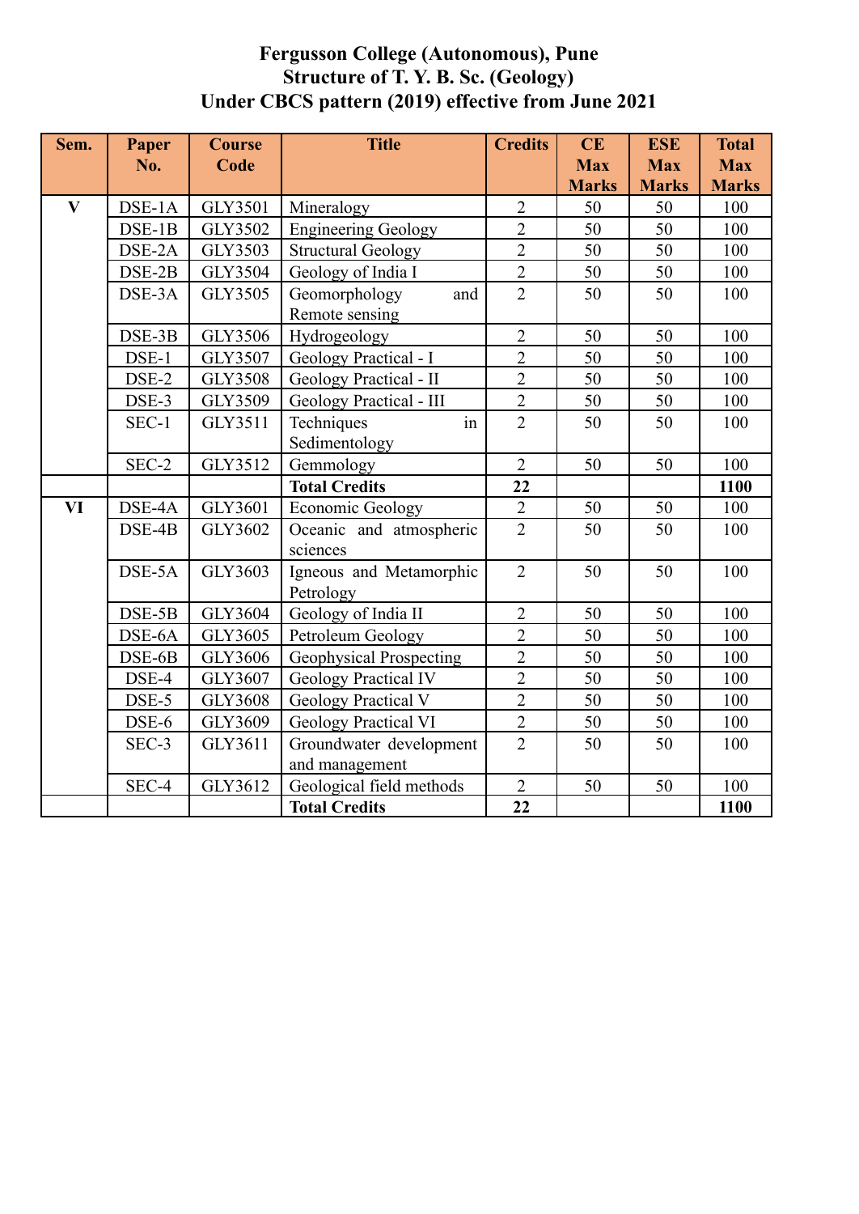**Fergusson College (Autonomous), Pune**
**Structure of T. Y. B. Sc. (Geology)**
**Under CBCS pattern (2019) effective from June 2021**

| Sem. | Paper No. | Course Code | Title | Credits | CE Max Marks | ESE Max Marks | Total Max Marks |
|---|---|---|---|---|---|---|---|
| V | DSE-1A | GLY3501 | Mineralogy | 2 | 50 | 50 | 100 |
| | DSE-1B | GLY3502 | Engineering Geology | 2 | 50 | 50 | 100 |
| | DSE-2A | GLY3503 | Structural Geology | 2 | 50 | 50 | 100 |
| | DSE-2B | GLY3504 | Geology of India I | 2 | 50 | 50 | 100 |
| | DSE-3A | GLY3505 | Geomorphology and Remote sensing | 2 | 50 | 50 | 100 |
| | DSE-3B | GLY3506 | Hydrogeology | 2 | 50 | 50 | 100 |
| | DSE-1 | GLY3507 | Geology Practical - I | 2 | 50 | 50 | 100 |
| | DSE-2 | GLY3508 | Geology Practical - II | 2 | 50 | 50 | 100 |
| | DSE-3 | GLY3509 | Geology Practical - III | 2 | 50 | 50 | 100 |
| | SEC-1 | GLY3511 | Techniques in Sedimentology | 2 | 50 | 50 | 100 |
| | SEC-2 | GLY3512 | Gemmology | 2 | 50 | 50 | 100 |
| | | | **Total Credits** | **22** | | | **1100** |
| VI | DSE-4A | GLY3601 | Economic Geology | 2 | 50 | 50 | 100 |
| | DSE-4B | GLY3602 | Oceanic and atmospheric sciences | 2 | 50 | 50 | 100 |
| | DSE-5A | GLY3603 | Igneous and Metamorphic Petrology | 2 | 50 | 50 | 100 |
| | DSE-5B | GLY3604 | Geology of India II | 2 | 50 | 50 | 100 |
| | DSE-6A | GLY3605 | Petroleum Geology | 2 | 50 | 50 | 100 |
| | DSE-6B | GLY3606 | Geophysical Prospecting | 2 | 50 | 50 | 100 |
| | DSE-4 | GLY3607 | Geology Practical IV | 2 | 50 | 50 | 100 |
| | DSE-5 | GLY3608 | Geology Practical V | 2 | 50 | 50 | 100 |
| | DSE-6 | GLY3609 | Geology Practical VI | 2 | 50 | 50 | 100 |
| | SEC-3 | GLY3611 | Groundwater development and management | 2 | 50 | 50 | 100 |
| | SEC-4 | GLY3612 | Geological field methods | 2 | 50 | 50 | 100 |
| | | | **Total Credits** | **22** | | | **1100** |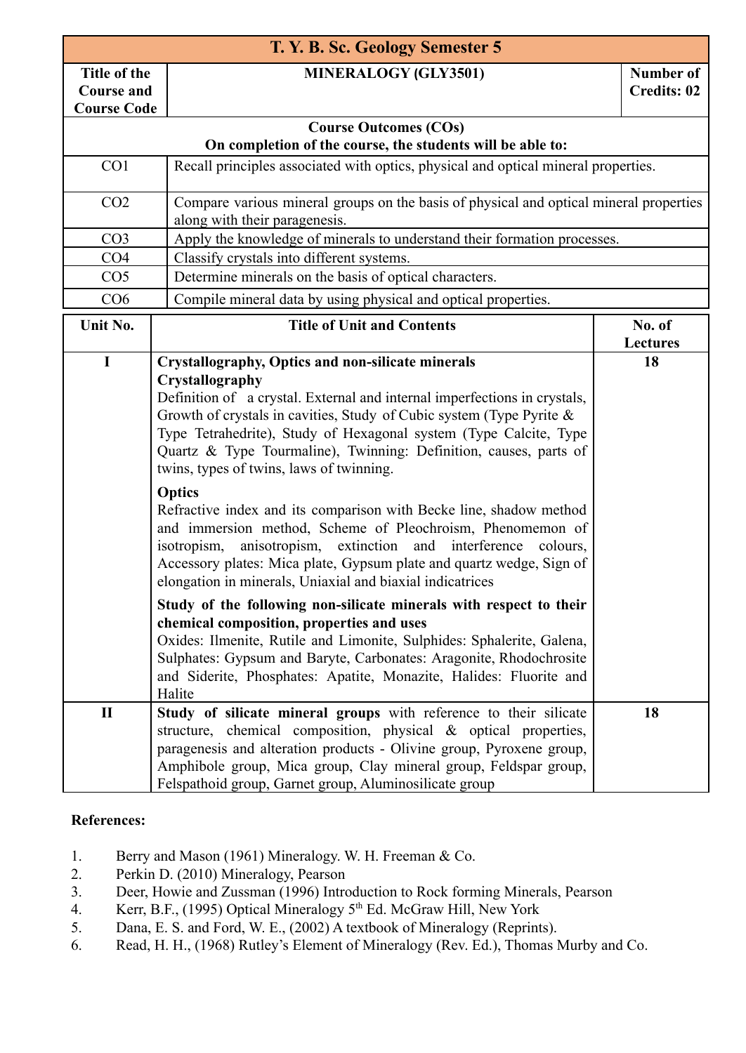| T. Y. B. Sc. Geology Semester 5 | | |
|---|---|---|
| **Title of the Course and Course Code** | **MINERALOGY (GLY3501)** | **Number of Credits: 02** |

| **Course Outcomes (COs)** <br> **On completion of the course, the students will be able to:** | |
|---|---|
| CO1 | Recall principles associated with optics, physical and optical mineral properties. |
| CO2 | Compare various mineral groups on the basis of physical and optical mineral properties along with their paragenesis. |
| CO3 | Apply the knowledge of minerals to understand their formation processes. |
| CO4 | Classify crystals into different systems. |
| CO5 | Determine minerals on the basis of optical characters. |
| CO6 | Compile mineral data by using physical and optical properties. |

| Unit No. | Title of Unit and Contents | No. of Lectures |
|---|---|---|
| **I** | **Crystallography, Optics and non-silicate minerals** <br> **Crystallography** <br> Definition of a crystal. External and internal imperfections in crystals, Growth of crystals in cavities, Study of Cubic system (Type Pyrite & Type Tetrahedrite), Study of Hexagonal system (Type Calcite, Type Quartz & Type Tourmaline), Twinning: Definition, causes, parts of twins, types of twins, laws of twinning. <br><br> **Optics** <br> Refractive index and its comparison with Becke line, shadow method and immersion method, Scheme of Pleochroism, Phenomemon of isotropism, anisotropism, extinction and interference colours, Accessory plates: Mica plate, Gypsum plate and quartz wedge, Sign of elongation in minerals, Uniaxial and biaxial indicatrices <br><br> **Study of the following non-silicate minerals with respect to their chemical composition, properties and uses** <br> Oxides: Ilmenite, Rutile and Limonite, Sulphides: Sphalerite, Galena, Sulphates: Gypsum and Baryte, Carbonates: Aragonite, Rhodochrosite and Siderite, Phosphates: Apatite, Monazite, Halides: Fluorite and Halite | **18** |
| **II** | **Study of silicate mineral groups** with reference to their silicate structure, chemical composition, physical & optical properties, paragenesis and alteration products - Olivine group, Pyroxene group, Amphibole group, Mica group, Clay mineral group, Feldspar group, Felspathoid group, Garnet group, Aluminosilicate group | **18** |

**References:**

1. Berry and Mason (1961) Mineralogy. W. H. Freeman & Co.
2. Perkin D. (2010) Mineralogy, Pearson
3. Deer, Howie and Zussman (1996) Introduction to Rock forming Minerals, Pearson
4. Kerr, B.F., (1995) Optical Mineralogy 5th Ed. McGraw Hill, New York
5. Dana, E. S. and Ford, W. E., (2002) A textbook of Mineralogy (Reprints).
6. Read, H. H., (1968) Rutley's Element of Mineralogy (Rev. Ed.), Thomas Murby and Co.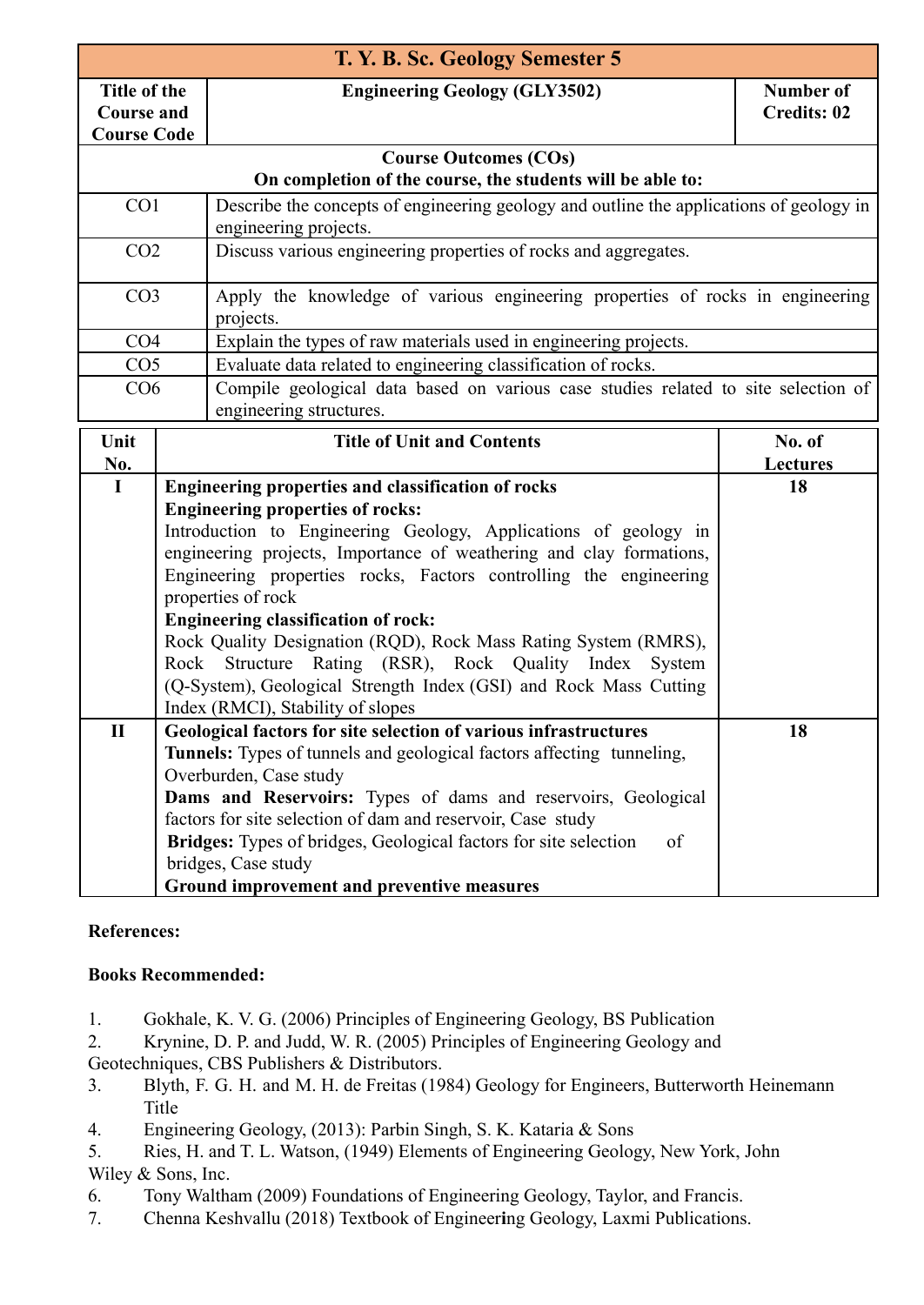| T. Y. B. Sc. Geology Semester 5 | | |
|---|---|---|
| **Title of the Course and Course Code** | **Engineering Geology (GLY3502)** | **Number of Credits: 02** |

| **Course Outcomes (COs)**<br>**On completion of the course, the students will be able to:** | |
|---|---|
| CO1 | Describe the concepts of engineering geology and outline the applications of geology in engineering projects. |
| CO2 | Discuss various engineering properties of rocks and aggregates. |
| CO3 | Apply the knowledge of various engineering properties of rocks in engineering projects. |
| CO4 | Explain the types of raw materials used in engineering projects. |
| CO5 | Evaluate data related to engineering classification of rocks. |
| CO6 | Compile geological data based on various case studies related to site selection of engineering structures. |

| Unit No. | Title of Unit and Contents | No. of Lectures |
|---|---|---|
| **I** | **Engineering properties and classification of rocks**<br>**Engineering properties of rocks:**<br>Introduction to Engineering Geology, Applications of geology in engineering projects, Importance of weathering and clay formations, Engineering properties rocks, Factors controlling the engineering properties of rock<br>**Engineering classification of rock:**<br>Rock Quality Designation (RQD), Rock Mass Rating System (RMRS), Rock Structure Rating (RSR), Rock Quality Index System (Q-System), Geological Strength Index (GSI) and Rock Mass Cutting Index (RMCI), Stability of slopes | **18** |
| **II** | **Geological factors for site selection of various infrastructures**<br>**Tunnels:** Types of tunnels and geological factors affecting tunneling, Overburden, Case study<br>**Dams and Reservoirs:** Types of dams and reservoirs, Geological factors for site selection of dam and reservoir, Case study<br>**Bridges:** Types of bridges, Geological factors for site selection of bridges, Case study<br>**Ground improvement and preventive measures** | **18** |

**References:**

**Books Recommended:**

1. Gokhale, K. V. G. (2006) Principles of Engineering Geology, BS Publication
2. Krynine, D. P. and Judd, W. R. (2005) Principles of Engineering Geology and Geotechniques, CBS Publishers & Distributors.
3. Blyth, F. G. H. and M. H. de Freitas (1984) Geology for Engineers, Butterworth Heinemann Title
4. Engineering Geology, (2013): Parbin Singh, S. K. Kataria & Sons
5. Ries, H. and T. L. Watson, (1949) Elements of Engineering Geology, New York, John Wiley & Sons, Inc.
6. Tony Waltham (2009) Foundations of Engineering Geology, Taylor, and Francis.
7. Chenna Keshvallu (2018) Textbook of Engineering Geology, Laxmi Publications.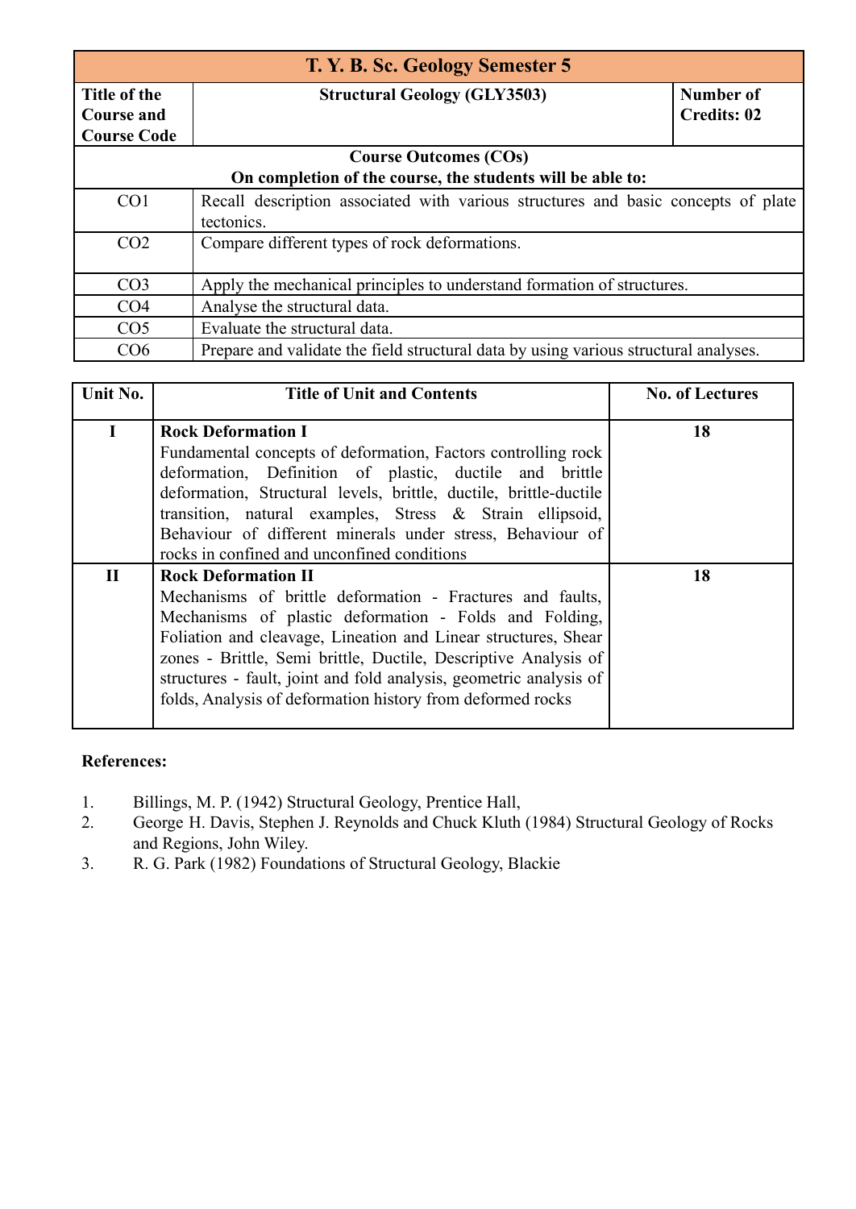| T. Y. B. Sc. Geology Semester 5 | | |
|---|---|---|
| **Title of the Course and Course Code** | **Structural Geology (GLY3503)** | **Number of Credits: 02** |

| **Course Outcomes (COs)<br>On completion of the course, the students will be able to:** | |
|---|---|
| CO1 | Recall description associated with various structures and basic concepts of plate tectonics. |
| CO2 | Compare different types of rock deformations. |
| CO3 | Apply the mechanical principles to understand formation of structures. |
| CO4 | Analyse the structural data. |
| CO5 | Evaluate the structural data. |
| CO6 | Prepare and validate the field structural data by using various structural analyses. |

| Unit No. | Title of Unit and Contents | No. of Lectures |
|---|---|---|
| **I** | **Rock Deformation I**<br>Fundamental concepts of deformation, Factors controlling rock deformation, Definition of plastic, ductile and brittle deformation, Structural levels, brittle, ductile, brittle-ductile transition, natural examples, Stress & Strain ellipsoid, Behaviour of different minerals under stress, Behaviour of rocks in confined and unconfined conditions | **18** |
| **II** | **Rock Deformation II**<br>Mechanisms of brittle deformation - Fractures and faults, Mechanisms of plastic deformation - Folds and Folding, Foliation and cleavage, Lineation and Linear structures, Shear zones - Brittle, Semi brittle, Ductile, Descriptive Analysis of structures - fault, joint and fold analysis, geometric analysis of folds, Analysis of deformation history from deformed rocks | **18** |

**References:**

1. Billings, M. P. (1942) Structural Geology, Prentice Hall,
2. George H. Davis, Stephen J. Reynolds and Chuck Kluth (1984) Structural Geology of Rocks and Regions, John Wiley.
3. R. G. Park (1982) Foundations of Structural Geology, Blackie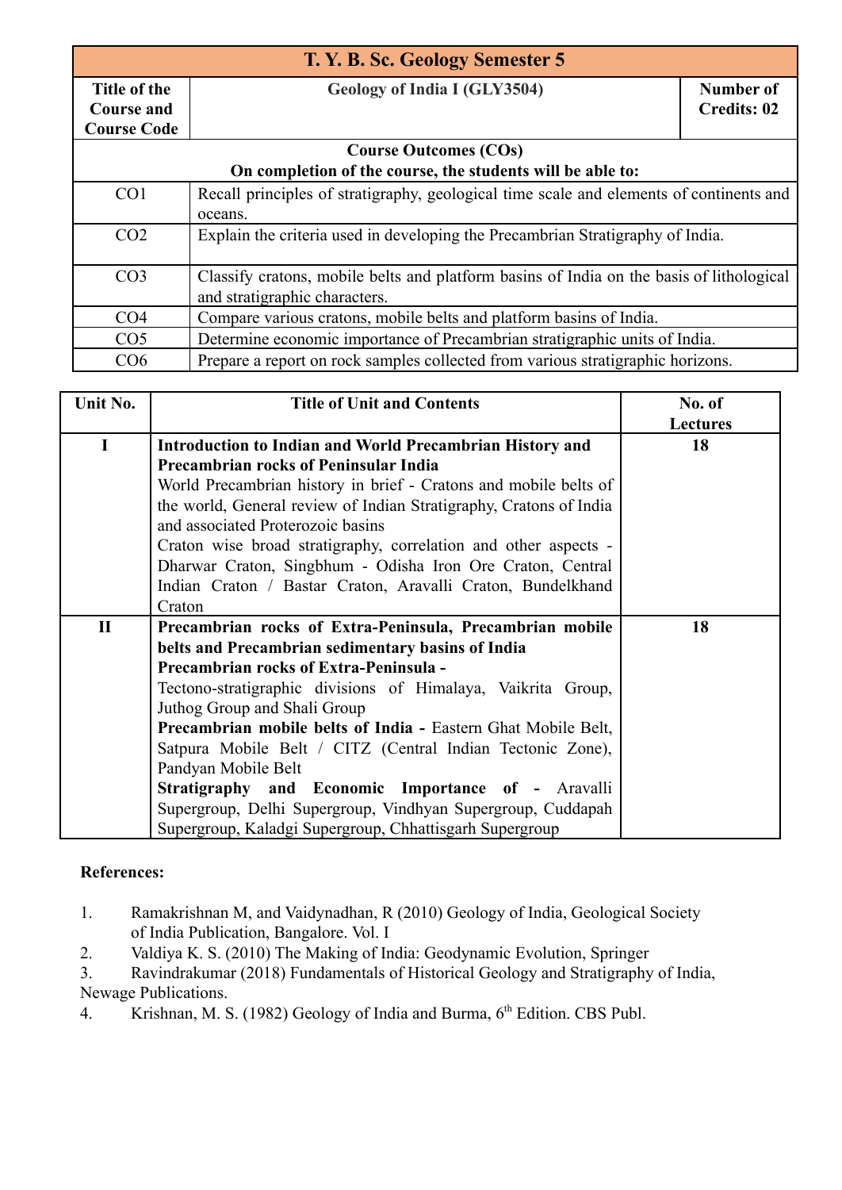| T. Y. B. Sc. Geology Semester 5 | | |
|---|---|---|
| **Title of the Course and Course Code** | **Geology of India I (GLY3504)** | **Number of Credits: 02** |
| **Course Outcomes (COs)**<br>**On completion of the course, the students will be able to:** | | |
| CO1 | Recall principles of stratigraphy, geological time scale and elements of continents and oceans. | |
| CO2 | Explain the criteria used in developing the Precambrian Stratigraphy of India. | |
| CO3 | Classify cratons, mobile belts and platform basins of India on the basis of lithological and stratigraphic characters. | |
| CO4 | Compare various cratons, mobile belts and platform basins of India. | |
| CO5 | Determine economic importance of Precambrian stratigraphic units of India. | |
| CO6 | Prepare a report on rock samples collected from various stratigraphic horizons. | |

| Unit No. | Title of Unit and Contents | No. of Lectures |
|---|---|---|
| **I** | **Introduction to Indian and World Precambrian History and Precambrian rocks of Peninsular India**<br>World Precambrian history in brief - Cratons and mobile belts of the world, General review of Indian Stratigraphy, Cratons of India and associated Proterozoic basins<br>Craton wise broad stratigraphy, correlation and other aspects - Dharwar Craton, Singhbum - Odisha Iron Ore Craton, Central Indian Craton / Bastar Craton, Aravalli Craton, Bundelkhand Craton | **18** |
| **II** | **Precambrian rocks of Extra-Peninsula, Precambrian mobile belts and Precambrian sedimentary basins of India**<br>**Precambrian rocks of Extra-Peninsula -**<br>Tectono-stratigraphic divisions of Himalaya, Vaikrita Group, Juthog Group and Shali Group<br>**Precambrian mobile belts of India -** Eastern Ghat Mobile Belt, Satpura Mobile Belt / CITZ (Central Indian Tectonic Zone), Pandyan Mobile Belt<br>**Stratigraphy and Economic Importance of -** Aravalli Supergroup, Delhi Supergroup, Vindhyan Supergroup, Cuddapah Supergroup, Kaladgi Supergroup, Chhattisgarh Supergroup | **18** |

**References:**

1. Ramakrishnan M, and Vaidynadhan, R (2010) Geology of India, Geological Society of India Publication, Bangalore. Vol. I
2. Valdiya K. S. (2010) The Making of India: Geodynamic Evolution, Springer
3. Ravindrakumar (2018) Fundamentals of Historical Geology and Stratigraphy of India, Newage Publications.
4. Krishnan, M. S. (1982) Geology of India and Burma, 6th Edition. CBS Publ.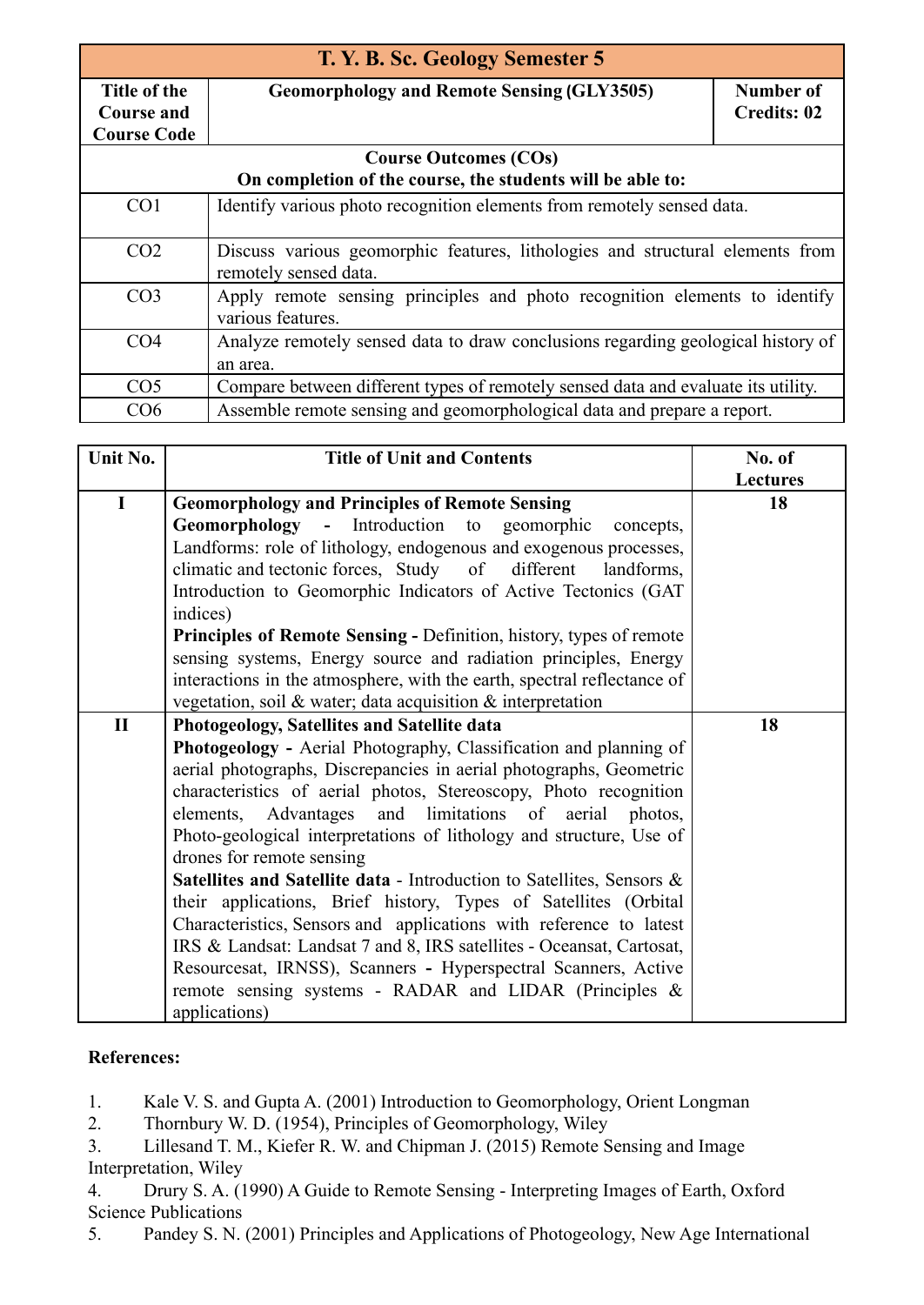| T. Y. B. Sc. Geology Semester 5 | | |
|---|---|---|
| **Title of the Course and Course Code** | **Geomorphology and Remote Sensing (GLY3505)** | **Number of Credits: 02** |

| **Course Outcomes (COs)** <br> **On completion of the course, the students will be able to:** | |
|---|---|
| CO1 | Identify various photo recognition elements from remotely sensed data. |
| CO2 | Discuss various geomorphic features, lithologies and structural elements from remotely sensed data. |
| CO3 | Apply remote sensing principles and photo recognition elements to identify various features. |
| CO4 | Analyze remotely sensed data to draw conclusions regarding geological history of an area. |
| CO5 | Compare between different types of remotely sensed data and evaluate its utility. |
| CO6 | Assemble remote sensing and geomorphological data and prepare a report. |

| Unit No. | Title of Unit and Contents | No. of Lectures |
|---|---|---|
| **I** | **Geomorphology and Principles of Remote Sensing** <br> **Geomorphology -** Introduction to geomorphic concepts, Landforms: role of lithology, endogenous and exogenous processes, climatic and tectonic forces, Study of different landforms, Introduction to Geomorphic Indicators of Active Tectonics (GAT indices) <br> **Principles of Remote Sensing -** Definition, history, types of remote sensing systems, Energy source and radiation principles, Energy interactions in the atmosphere, with the earth, spectral reflectance of vegetation, soil & water; data acquisition & interpretation | **18** |
| **II** | **Photogeology, Satellites and Satellite data** <br> **Photogeology -** Aerial Photography, Classification and planning of aerial photographs, Discrepancies in aerial photographs, Geometric characteristics of aerial photos, Stereoscopy, Photo recognition elements, Advantages and limitations of aerial photos, Photo-geological interpretations of lithology and structure, Use of drones for remote sensing <br> **Satellites and Satellite data** - Introduction to Satellites, Sensors & their applications, Brief history, Types of Satellites (Orbital Characteristics, Sensors and applications with reference to latest IRS & Landsat: Landsat 7 and 8, IRS satellites - Oceansat, Cartosat, Resourcesat, IRNSS), Scanners **-** Hyperspectral Scanners, Active remote sensing systems - RADAR and LIDAR (Principles & applications) | **18** |

**References:**

1. Kale V. S. and Gupta A. (2001) Introduction to Geomorphology, Orient Longman
2. Thornbury W. D. (1954), Principles of Geomorphology, Wiley
3. Lillesand T. M., Kiefer R. W. and Chipman J. (2015) Remote Sensing and Image Interpretation, Wiley
4. Drury S. A. (1990) A Guide to Remote Sensing - Interpreting Images of Earth, Oxford Science Publications
5. Pandey S. N. (2001) Principles and Applications of Photogeology, New Age International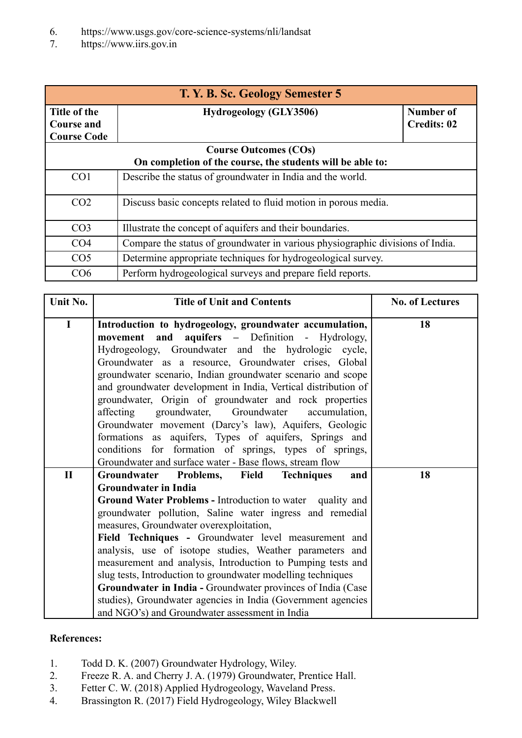6. https://www.usgs.gov/core-science-systems/nli/landsat
7. https://www.iirs.gov.in

| T. Y. B. Sc. Geology Semester 5 | | |
|---|---|---|
| **Title of the Course and Course Code** | **Hydrogeology (GLY3506)** | **Number of Credits: 02** |
| **Course Outcomes (COs)**<br>**On completion of the course, the students will be able to:** | | |
| CO1 | Describe the status of groundwater in India and the world. | |
| CO2 | Discuss basic concepts related to fluid motion in porous media. | |
| CO3 | Illustrate the concept of aquifers and their boundaries. | |
| CO4 | Compare the status of groundwater in various physiographic divisions of India. | |
| CO5 | Determine appropriate techniques for hydrogeological survey. | |
| CO6 | Perform hydrogeological surveys and prepare field reports. | |

| Unit No. | Title of Unit and Contents | No. of Lectures |
|---|---|---|
| I | **Introduction to hydrogeology, groundwater accumulation, movement and aquifers** – Definition - Hydrology, Hydrogeology, Groundwater and the hydrologic cycle, Groundwater as a resource, Groundwater crises, Global groundwater scenario, Indian groundwater scenario and scope and groundwater development in India, Vertical distribution of groundwater, Origin of groundwater and rock properties affecting groundwater, Groundwater accumulation, Groundwater movement (Darcy's law), Aquifers, Geologic formations as aquifers, Types of aquifers, Springs and conditions for formation of springs, types of springs, Groundwater and surface water - Base flows, stream flow | 18 |
| II | **Groundwater Problems, Field Techniques and Groundwater in India**<br>**Ground Water Problems -** Introduction to water quality and groundwater pollution, Saline water ingress and remedial measures, Groundwater overexploitation,<br>**Field Techniques -** Groundwater level measurement and analysis, use of isotope studies, Weather parameters and measurement and analysis, Introduction to Pumping tests and slug tests, Introduction to groundwater modelling techniques<br>**Groundwater in India -** Groundwater provinces of India (Case studies), Groundwater agencies in India (Government agencies and NGO's) and Groundwater assessment in India | 18 |

**References:**

1. Todd D. K. (2007) Groundwater Hydrology, Wiley.
2. Freeze R. A. and Cherry J. A. (1979) Groundwater, Prentice Hall.
3. Fetter C. W. (2018) Applied Hydrogeology, Waveland Press.
4. Brassington R. (2017) Field Hydrogeology, Wiley Blackwell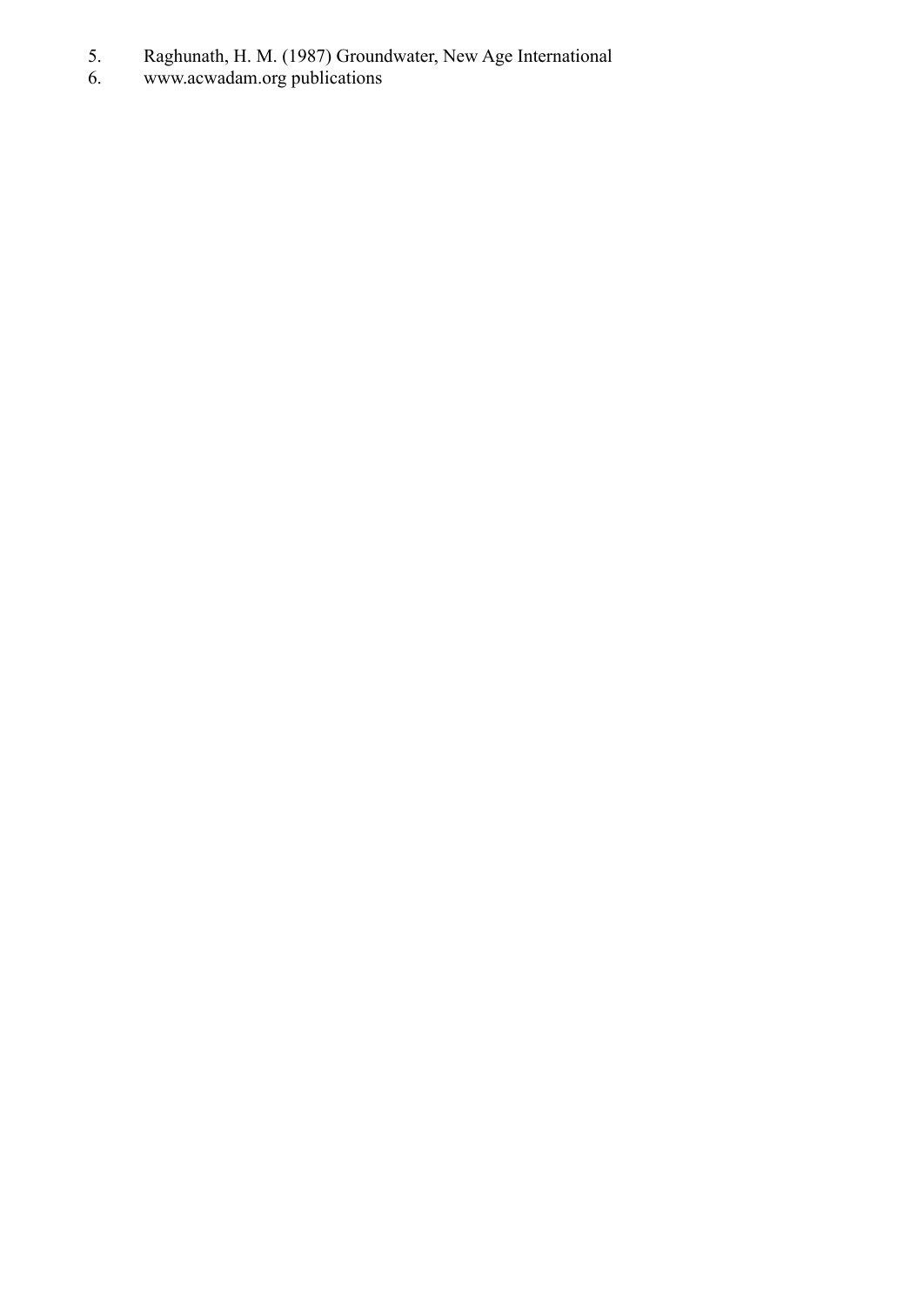5. Raghunath, H. M. (1987) Groundwater, New Age International
6. www.acwadam.org publications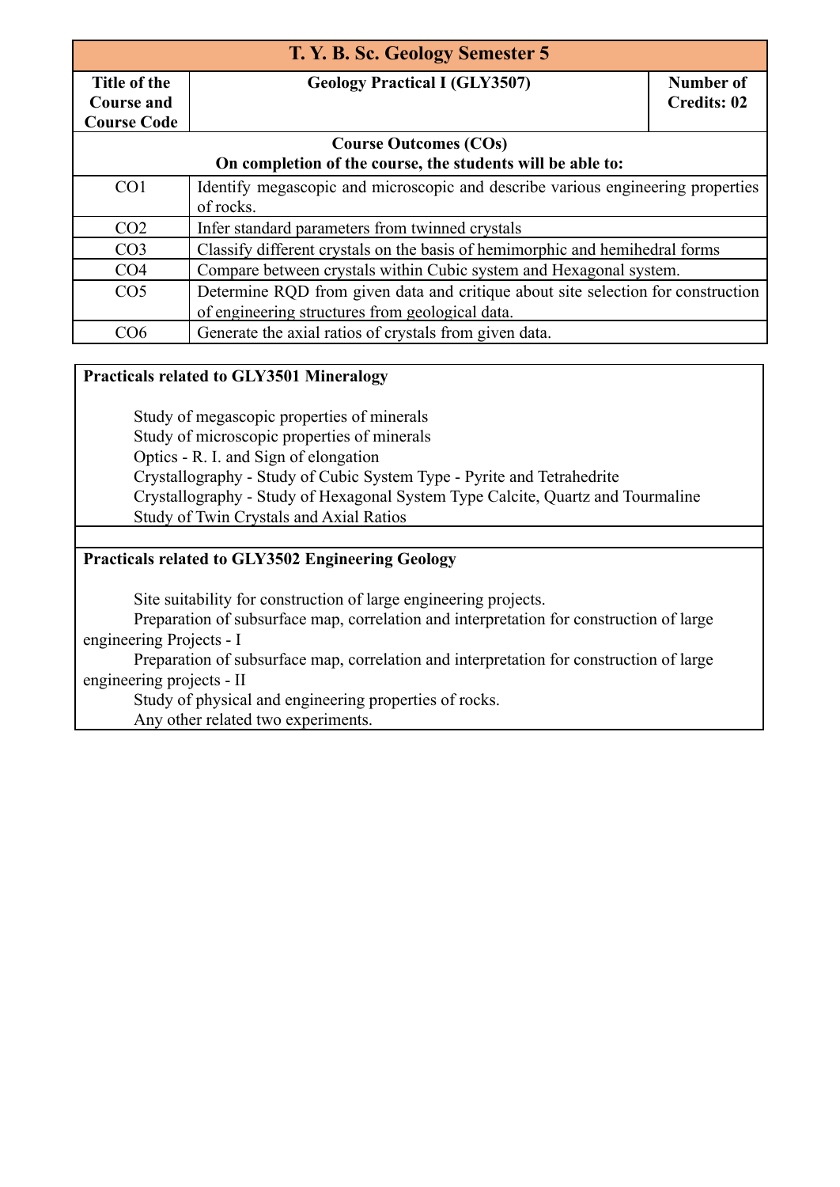| T. Y. B. Sc. Geology Semester 5 | | |
|---|---|---|
| **Title of the Course and Course Code** | **Geology Practical I (GLY3507)** | **Number of Credits: 02** |

| **Course Outcomes (COs)<br>On completion of the course, the students will be able to:** | |
|---|---|
| CO1 | Identify megascopic and microscopic and describe various engineering properties of rocks. |
| CO2 | Infer standard parameters from twinned crystals |
| CO3 | Classify different crystals on the basis of hemimorphic and hemihedral forms |
| CO4 | Compare between crystals within Cubic system and Hexagonal system. |
| CO5 | Determine RQD from given data and critique about site selection for construction of engineering structures from geological data. |
| CO6 | Generate the axial ratios of crystals from given data. |

**Practicals related to GLY3501 Mineralogy**

Study of megascopic properties of minerals
Study of microscopic properties of minerals
Optics - R. I. and Sign of elongation
Crystallography - Study of Cubic System Type - Pyrite and Tetrahedrite
Crystallography - Study of Hexagonal System Type Calcite, Quartz and Tourmaline
Study of Twin Crystals and Axial Ratios

**Practicals related to GLY3502 Engineering Geology**

Site suitability for construction of large engineering projects.
Preparation of subsurface map, correlation and interpretation for construction of large engineering Projects - I
Preparation of subsurface map, correlation and interpretation for construction of large engineering projects - II
Study of physical and engineering properties of rocks.
Any other related two experiments.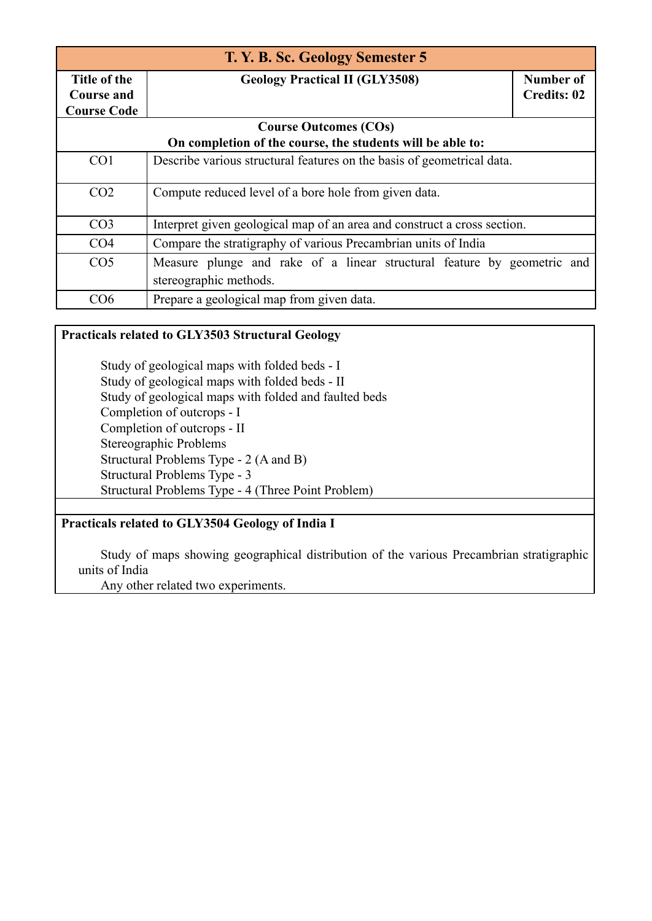| T. Y. B. Sc. Geology Semester 5 | | |
|---|---|---|
| **Title of the Course and Course Code** | **Geology Practical II (GLY3508)** | **Number of Credits: 02** |

| **Course Outcomes (COs)**<br>**On completion of the course, the students will be able to:** | |
|---|---|
| CO1 | Describe various structural features on the basis of geometrical data. |
| CO2 | Compute reduced level of a bore hole from given data. |
| CO3 | Interpret given geological map of an area and construct a cross section. |
| CO4 | Compare the stratigraphy of various Precambrian units of India |
| CO5 | Measure plunge and rake of a linear structural feature by geometric and stereographic methods. |
| CO6 | Prepare a geological map from given data. |

**Practicals related to GLY3503 Structural Geology**

- Study of geological maps with folded beds - I
- Study of geological maps with folded beds - II
- Study of geological maps with folded and faulted beds
- Completion of outcrops - I
- Completion of outcrops - II
- Stereographic Problems
- Structural Problems Type - 2 (A and B)
- Structural Problems Type - 3
- Structural Problems Type - 4 (Three Point Problem)

**Practicals related to GLY3504 Geology of India I**

- Study of maps showing geographical distribution of the various Precambrian stratigraphic units of India
- Any other related two experiments.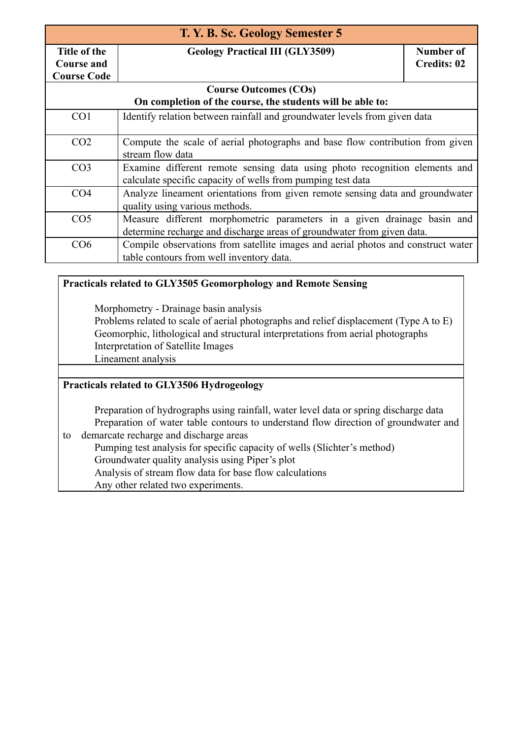| T. Y. B. Sc. Geology Semester 5 | | |
|---|---|---|
| **Title of the Course and Course Code** | **Geology Practical III (GLY3509)** | **Number of Credits: 02** |

| **Course Outcomes (COs)<br>On completion of the course, the students will be able to:** | |
|---|---|
| CO1 | Identify relation between rainfall and groundwater levels from given data |
| CO2 | Compute the scale of aerial photographs and base flow contribution from given stream flow data |
| CO3 | Examine different remote sensing data using photo recognition elements and calculate specific capacity of wells from pumping test data |
| CO4 | Analyze lineament orientations from given remote sensing data and groundwater quality using various methods. |
| CO5 | Measure different morphometric parameters in a given drainage basin and determine recharge and discharge areas of groundwater from given data. |
| CO6 | Compile observations from satellite images and aerial photos and construct water table contours from well inventory data. |

**Practicals related to GLY3505 Geomorphology and Remote Sensing**

- Morphometry - Drainage basin analysis
- Problems related to scale of aerial photographs and relief displacement (Type A to E)
- Geomorphic, lithological and structural interpretations from aerial photographs
- Interpretation of Satellite Images
- Lineament analysis

**Practicals related to GLY3506 Hydrogeology**

- Preparation of hydrographs using rainfall, water level data or spring discharge data
- Preparation of water table contours to understand flow direction of groundwater and to demarcate recharge and discharge areas
- Pumping test analysis for specific capacity of wells (Slichter's method)
- Groundwater quality analysis using Piper's plot
- Analysis of stream flow data for base flow calculations
- Any other related two experiments.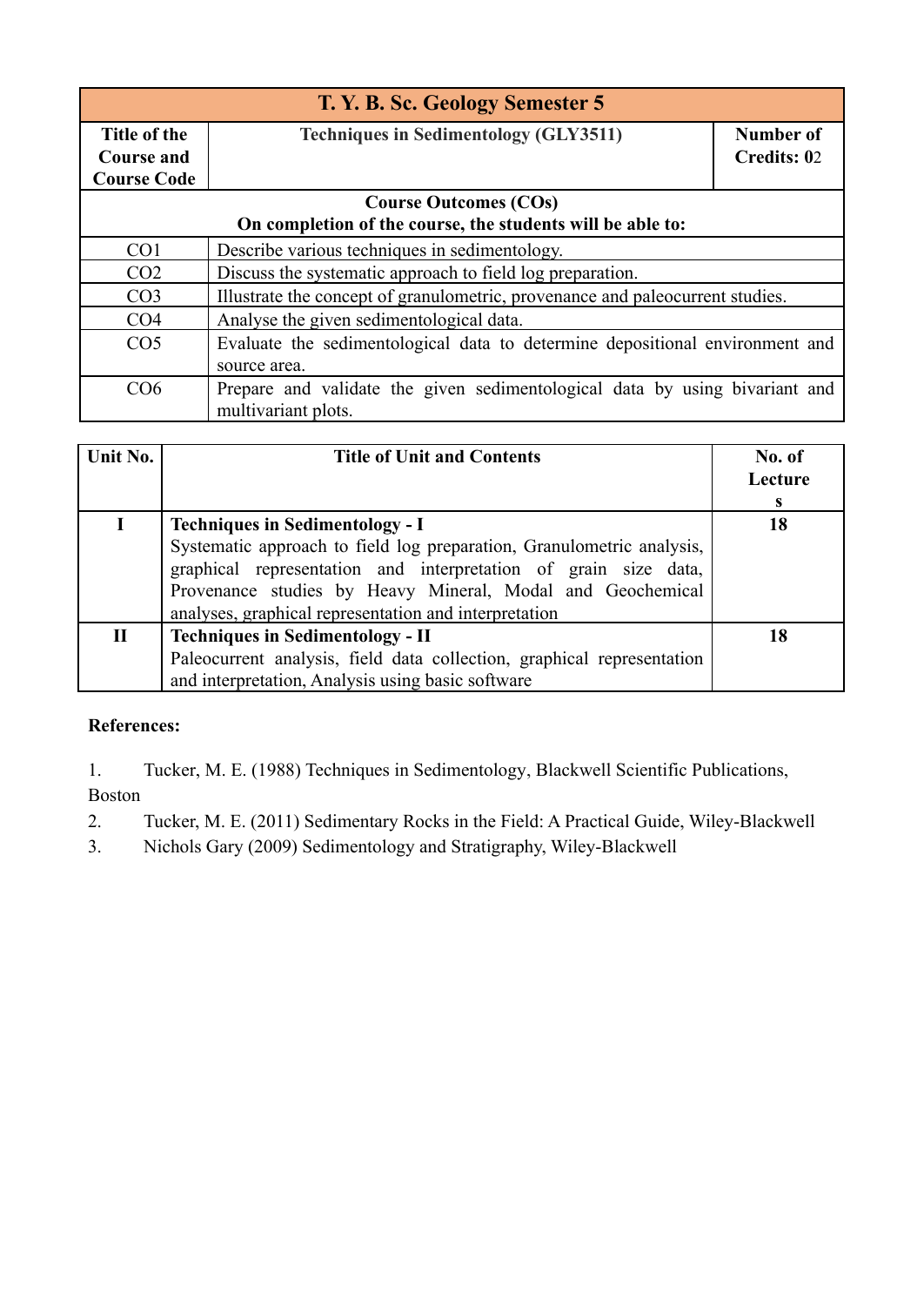| T. Y. B. Sc. Geology Semester 5 | | |
|---|---|---|
| **Title of the Course and Course Code** | **Techniques in Sedimentology (GLY3511)** | **Number of Credits: 02** |

| **Course Outcomes (COs)<br>On completion of the course, the students will be able to:** | |
|---|---|
| CO1 | Describe various techniques in sedimentology. |
| CO2 | Discuss the systematic approach to field log preparation. |
| CO3 | Illustrate the concept of granulometric, provenance and paleocurrent studies. |
| CO4 | Analyse the given sedimentological data. |
| CO5 | Evaluate the sedimentological data to determine depositional environment and source area. |
| CO6 | Prepare and validate the given sedimentological data by using bivariant and multivariant plots. |

| Unit No. | Title of Unit and Contents | No. of Lectures |
|---|---|---|
| **I** | **Techniques in Sedimentology - I**<br>Systematic approach to field log preparation, Granulometric analysis, graphical representation and interpretation of grain size data, Provenance studies by Heavy Mineral, Modal and Geochemical analyses, graphical representation and interpretation | **18** |
| **II** | **Techniques in Sedimentology - II**<br>Paleocurrent analysis, field data collection, graphical representation and interpretation, Analysis using basic software | **18** |

**References:**

1. Tucker, M. E. (1988) Techniques in Sedimentology, Blackwell Scientific Publications, Boston
2. Tucker, M. E. (2011) Sedimentary Rocks in the Field: A Practical Guide, Wiley-Blackwell
3. Nichols Gary (2009) Sedimentology and Stratigraphy, Wiley-Blackwell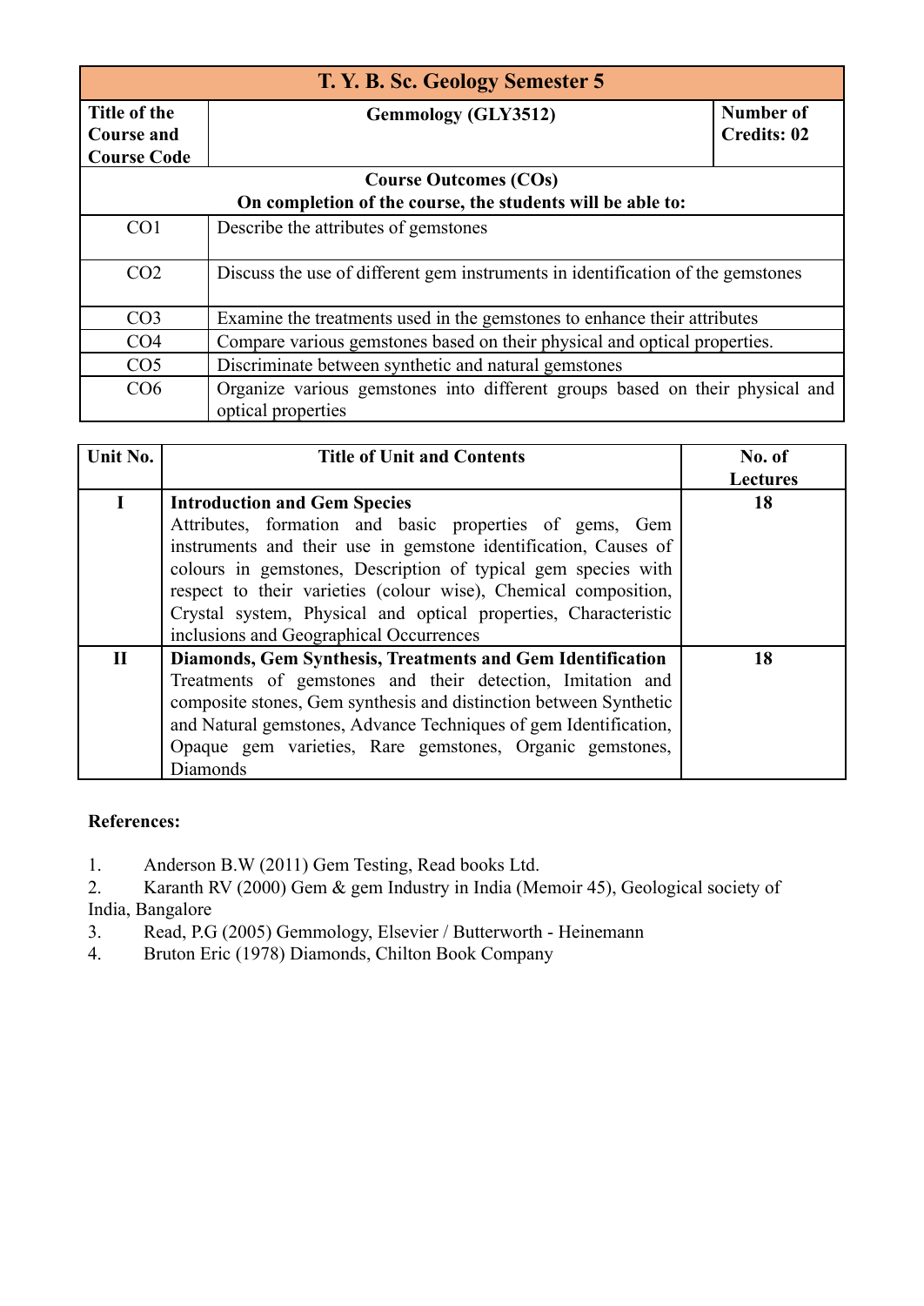| T. Y. B. Sc. Geology Semester 5 | | |
|---|---|---|
| **Title of the Course and Course Code** | **Gemmology (GLY3512)** | **Number of Credits: 02** |

| **Course Outcomes (COs)**<br>**On completion of the course, the students will be able to:** | |
|---|---|
| CO1 | Describe the attributes of gemstones |
| CO2 | Discuss the use of different gem instruments in identification of the gemstones |
| CO3 | Examine the treatments used in the gemstones to enhance their attributes |
| CO4 | Compare various gemstones based on their physical and optical properties. |
| CO5 | Discriminate between synthetic and natural gemstones |
| CO6 | Organize various gemstones into different groups based on their physical and optical properties |

| Unit No. | Title of Unit and Contents | No. of Lectures |
|---|---|---|
| **I** | **Introduction and Gem Species**<br>Attributes, formation and basic properties of gems, Gem instruments and their use in gemstone identification, Causes of colours in gemstones, Description of typical gem species with respect to their varieties (colour wise), Chemical composition, Crystal system, Physical and optical properties, Characteristic inclusions and Geographical Occurrences | **18** |
| **II** | **Diamonds, Gem Synthesis, Treatments and Gem Identification**<br>Treatments of gemstones and their detection, Imitation and composite stones, Gem synthesis and distinction between Synthetic and Natural gemstones, Advance Techniques of gem Identification, Opaque gem varieties, Rare gemstones, Organic gemstones, Diamonds | **18** |

**References:**

1. Anderson B.W (2011) Gem Testing, Read books Ltd.
2. Karanth RV (2000) Gem & gem Industry in India (Memoir 45), Geological society of India, Bangalore
3. Read, P.G (2005) Gemmology, Elsevier / Butterworth - Heinemann
4. Bruton Eric (1978) Diamonds, Chilton Book Company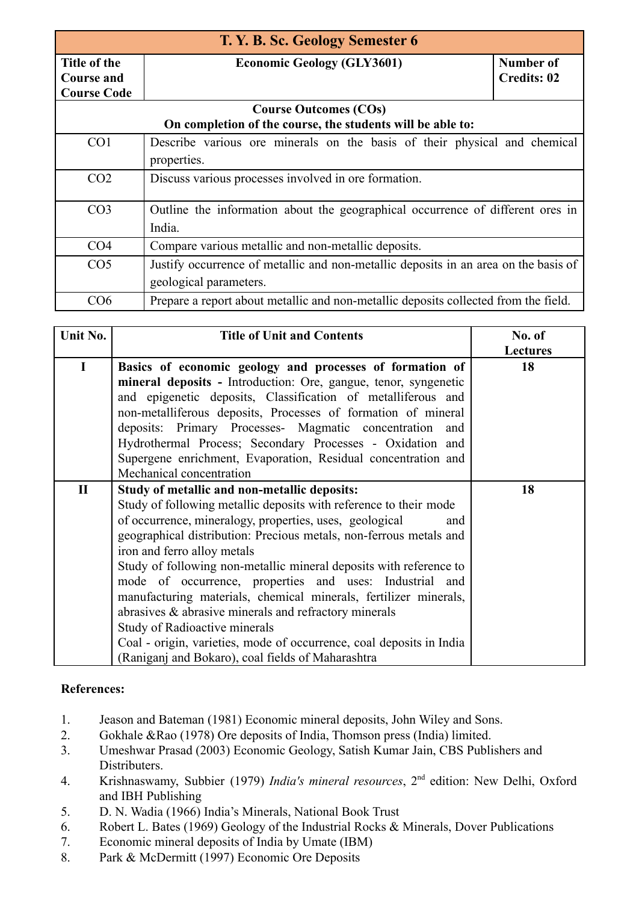| T. Y. B. Sc. Geology Semester 6 | | |
|---|---|---|
| **Title of the Course and Course Code** | **Economic Geology (GLY3601)** | **Number of Credits: 02** |

| **Course Outcomes (COs)**<br>**On completion of the course, the students will be able to:** | |
|---|---|
| CO1 | Describe various ore minerals on the basis of their physical and chemical properties. |
| CO2 | Discuss various processes involved in ore formation. |
| CO3 | Outline the information about the geographical occurrence of different ores in India. |
| CO4 | Compare various metallic and non-metallic deposits. |
| CO5 | Justify occurrence of metallic and non-metallic deposits in an area on the basis of geological parameters. |
| CO6 | Prepare a report about metallic and non-metallic deposits collected from the field. |

| Unit No. | Title of Unit and Contents | No. of Lectures |
|---|---|---|
| I | **Basics of economic geology and processes of formation of mineral deposits -** Introduction: Ore, gangue, tenor, syngenetic and epigenetic deposits, Classification of metalliferous and non-metalliferous deposits, Processes of formation of mineral deposits: Primary Processes- Magmatic concentration and Hydrothermal Process; Secondary Processes - Oxidation and Supergene enrichment, Evaporation, Residual concentration and Mechanical concentration | 18 |
| II | **Study of metallic and non-metallic deposits:**<br>Study of following metallic deposits with reference to their mode of occurrence, mineralogy, properties, uses, geological and geographical distribution: Precious metals, non-ferrous metals and iron and ferro alloy metals<br>Study of following non-metallic mineral deposits with reference to mode of occurrence, properties and uses: Industrial and manufacturing materials, chemical minerals, fertilizer minerals, abrasives & abrasive minerals and refractory minerals<br>Study of Radioactive minerals<br>Coal - origin, varieties, mode of occurrence, coal deposits in India (Raniganj and Bokaro), coal fields of Maharashtra | 18 |

**References:**

1. Jeason and Bateman (1981) Economic mineral deposits, John Wiley and Sons.
2. Gokhale &Rao (1978) Ore deposits of India, Thomson press (India) limited.
3. Umeshwar Prasad (2003) Economic Geology, Satish Kumar Jain, CBS Publishers and Distributers.
4. Krishnaswamy, Subbier (1979) *India's mineral resources*, 2nd edition: New Delhi, Oxford and IBH Publishing
5. D. N. Wadia (1966) India's Minerals, National Book Trust
6. Robert L. Bates (1969) Geology of the Industrial Rocks & Minerals, Dover Publications
7. Economic mineral deposits of India by Umate (IBM)
8. Park & McDermitt (1997) Economic Ore Deposits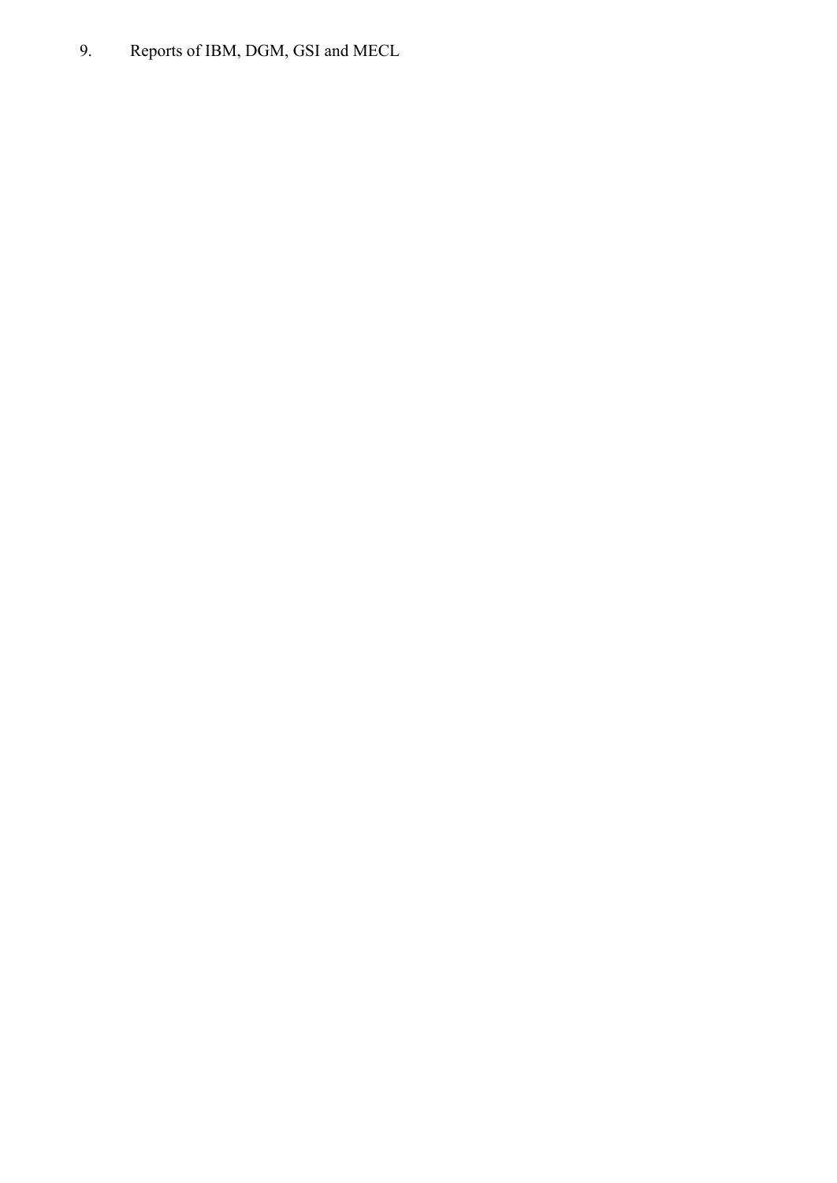9. Reports of IBM, DGM, GSI and MECL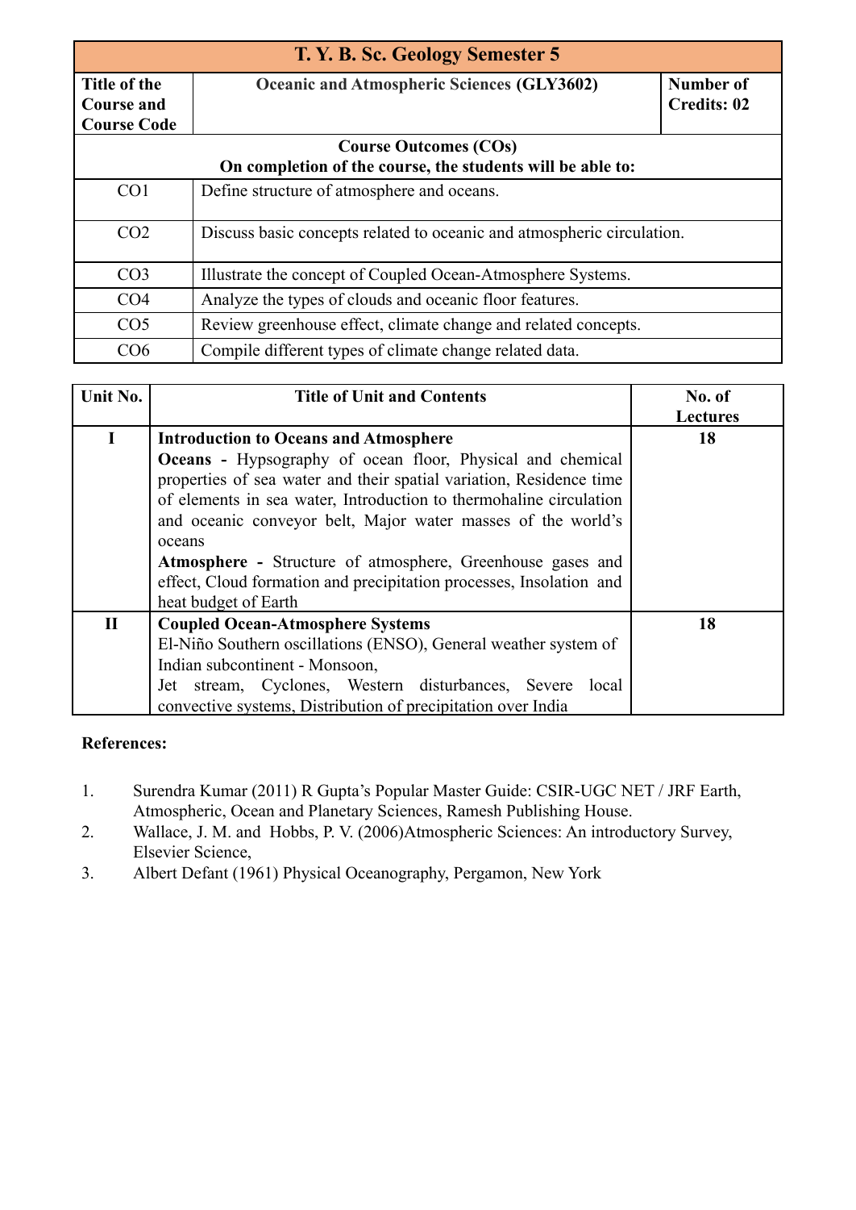| T. Y. B. Sc. Geology Semester 5 | | |
|---|---|---|
| **Title of the Course and Course Code** | **Oceanic and Atmospheric Sciences (GLY3602)** | **Number of Credits: 02** |

| **Course Outcomes (COs)<br>On completion of the course, the students will be able to:** | |
|---|---|
| CO1 | Define structure of atmosphere and oceans. |
| CO2 | Discuss basic concepts related to oceanic and atmospheric circulation. |
| CO3 | Illustrate the concept of Coupled Ocean-Atmosphere Systems. |
| CO4 | Analyze the types of clouds and oceanic floor features. |
| CO5 | Review greenhouse effect, climate change and related concepts. |
| CO6 | Compile different types of climate change related data. |

| Unit No. | Title of Unit and Contents | No. of Lectures |
|---|---|---|
| I | **Introduction to Oceans and Atmosphere**<br>**Oceans -** Hypsography of ocean floor, Physical and chemical properties of sea water and their spatial variation, Residence time of elements in sea water, Introduction to thermohaline circulation and oceanic conveyor belt, Major water masses of the world's oceans<br>**Atmosphere -** Structure of atmosphere, Greenhouse gases and effect, Cloud formation and precipitation processes, Insolation and heat budget of Earth | 18 |
| II | **Coupled Ocean-Atmosphere Systems**<br>El-Niño Southern oscillations (ENSO), General weather system of Indian subcontinent - Monsoon,<br>Jet stream, Cyclones, Western disturbances, Severe local convective systems, Distribution of precipitation over India | 18 |

**References:**

1. Surendra Kumar (2011) R Gupta's Popular Master Guide: CSIR-UGC NET / JRF Earth, Atmospheric, Ocean and Planetary Sciences, Ramesh Publishing House.
2. Wallace, J. M. and Hobbs, P. V. (2006)Atmospheric Sciences: An introductory Survey, Elsevier Science,
3. Albert Defant (1961) Physical Oceanography, Pergamon, New York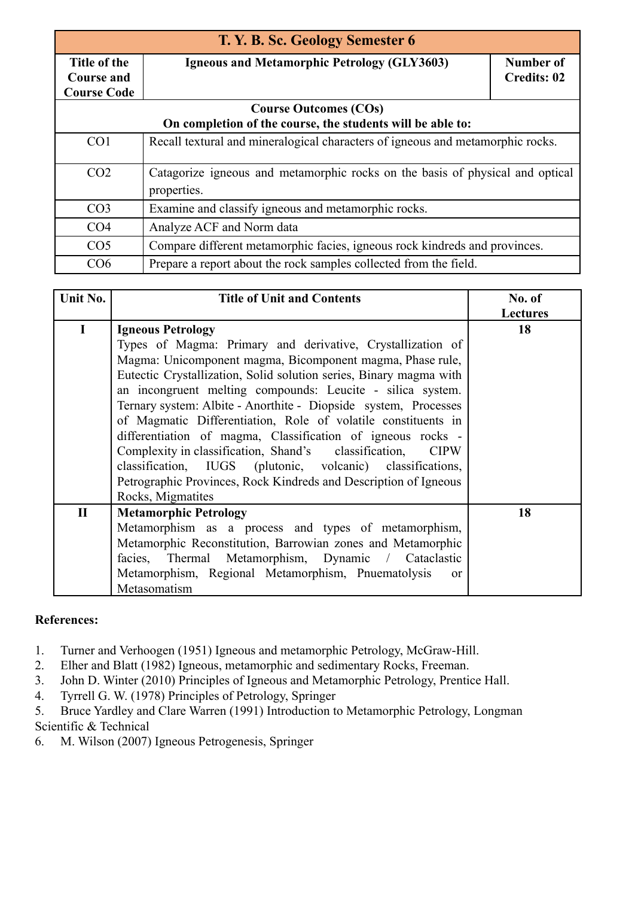| T. Y. B. Sc. Geology Semester 6 | | |
|---|---|---|
| **Title of the Course and Course Code** | **Igneous and Metamorphic Petrology (GLY3603)** | **Number of Credits: 02** |

| **Course Outcomes (COs)**<br>**On completion of the course, the students will be able to:** | |
|---|---|
| CO1 | Recall textural and mineralogical characters of igneous and metamorphic rocks. |
| CO2 | Catagorize igneous and metamorphic rocks on the basis of physical and optical properties. |
| CO3 | Examine and classify igneous and metamorphic rocks. |
| CO4 | Analyze ACF and Norm data |
| CO5 | Compare different metamorphic facies, igneous rock kindreds and provinces. |
| CO6 | Prepare a report about the rock samples collected from the field. |

| Unit No. | Title of Unit and Contents | No. of Lectures |
|---|---|---|
| **I** | **Igneous Petrology**<br>Types of Magma: Primary and derivative, Crystallization of Magma: Unicomponent magma, Bicomponent magma, Phase rule, Eutectic Crystallization, Solid solution series, Binary magma with an incongruent melting compounds: Leucite - silica system. Ternary system: Albite - Anorthite - Diopside system, Processes of Magmatic Differentiation, Role of volatile constituents in differentiation of magma, Classification of igneous rocks - Complexity in classification, Shand's classification, CIPW classification, IUGS (plutonic, volcanic) classifications, Petrographic Provinces, Rock Kindreds and Description of Igneous Rocks, Migmatites | **18** |
| **II** | **Metamorphic Petrology**<br>Metamorphism as a process and types of metamorphism, Metamorphic Reconstitution, Barrowian zones and Metamorphic facies, Thermal Metamorphism, Dynamic / Cataclastic Metamorphism, Regional Metamorphism, Pnuematolysis or Metasomatism | **18** |

**References:**

1. Turner and Verhoogen (1951) Igneous and metamorphic Petrology, McGraw-Hill.
2. Elher and Blatt (1982) Igneous, metamorphic and sedimentary Rocks, Freeman.
3. John D. Winter (2010) Principles of Igneous and Metamorphic Petrology, Prentice Hall.
4. Tyrrell G. W. (1978) Principles of Petrology, Springer
5. Bruce Yardley and Clare Warren (1991) Introduction to Metamorphic Petrology, Longman Scientific & Technical
6. M. Wilson (2007) Igneous Petrogenesis, Springer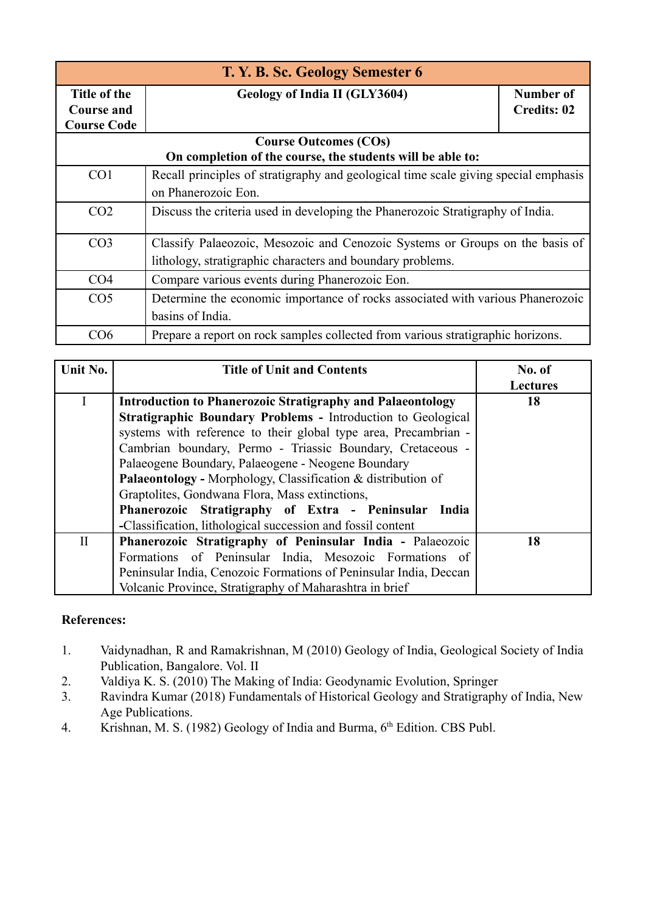| T. Y. B. Sc. Geology Semester 6 | | |
|---|---|---|
| **Title of the Course and Course Code** | **Geology of India II (GLY3604)** | **Number of Credits: 02** |
| **Course Outcomes (COs)**<br>**On completion of the course, the students will be able to:** | | |
| CO1 | Recall principles of stratigraphy and geological time scale giving special emphasis on Phanerozoic Eon. | |
| CO2 | Discuss the criteria used in developing the Phanerozoic Stratigraphy of India. | |
| CO3 | Classify Palaeozoic, Mesozoic and Cenozoic Systems or Groups on the basis of lithology, stratigraphic characters and boundary problems. | |
| CO4 | Compare various events during Phanerozoic Eon. | |
| CO5 | Determine the economic importance of rocks associated with various Phanerozoic basins of India. | |
| CO6 | Prepare a report on rock samples collected from various stratigraphic horizons. | |

| Unit No. | Title of Unit and Contents | No. of Lectures |
|---|---|---|
| I | **Introduction to Phanerozoic Stratigraphy and Palaeontology**<br>**Stratigraphic Boundary Problems -** Introduction to Geological systems with reference to their global type area, Precambrian - Cambrian boundary, Permo - Triassic Boundary, Cretaceous - Palaeogene Boundary, Palaeogene - Neogene Boundary<br>**Palaeontology -** Morphology, Classification & distribution of Graptolites, Gondwana Flora, Mass extinctions,<br>**Phanerozoic Stratigraphy of Extra - Peninsular India -**Classification, lithological succession and fossil content | **18** |
| II | **Phanerozoic Stratigraphy of Peninsular India -** Palaeozoic Formations of Peninsular India, Mesozoic Formations of Peninsular India, Cenozoic Formations of Peninsular India, Deccan Volcanic Province, Stratigraphy of Maharashtra in brief | **18** |

**References:**

1. Vaidynadhan, R and Ramakrishnan, M (2010) Geology of India, Geological Society of India Publication, Bangalore. Vol. II
2. Valdiya K. S. (2010) The Making of India: Geodynamic Evolution, Springer
3. Ravindra Kumar (2018) Fundamentals of Historical Geology and Stratigraphy of India, New Age Publications.
4. Krishnan, M. S. (1982) Geology of India and Burma, 6th Edition. CBS Publ.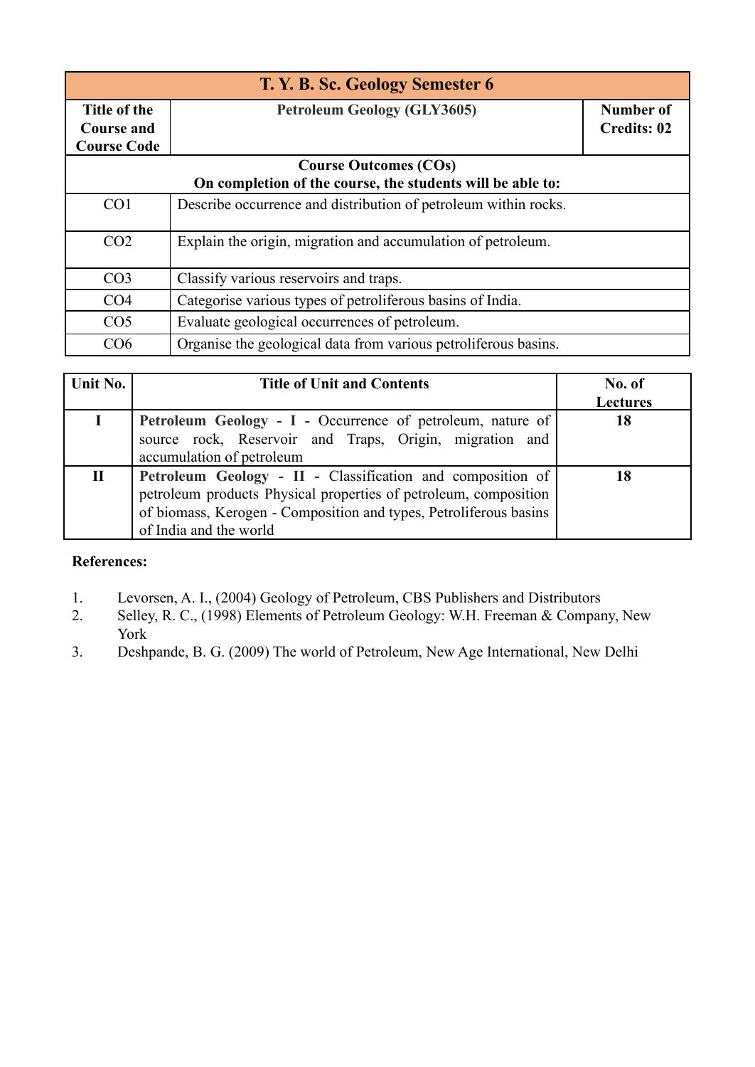| T. Y. B. Sc. Geology Semester 6 | | |
|---|---|---|
| **Title of the Course and Course Code** | **Petroleum Geology (GLY3605)** | **Number of Credits: 02** |
| **Course Outcomes (COs) On completion of the course, the students will be able to:** | | |
| CO1 | Describe occurrence and distribution of petroleum within rocks. | |
| CO2 | Explain the origin, migration and accumulation of petroleum. | |
| CO3 | Classify various reservoirs and traps. | |
| CO4 | Categorise various types of petroliferous basins of India. | |
| CO5 | Evaluate geological occurrences of petroleum. | |
| CO6 | Organise the geological data from various petroliferous basins. | |

| Unit No. | Title of Unit and Contents | No. of Lectures |
|---|---|---|
| **I** | **Petroleum Geology - I** - Occurrence of petroleum, nature of source rock, Reservoir and Traps, Origin, migration and accumulation of petroleum | **18** |
| **II** | **Petroleum Geology - II** - Classification and composition of petroleum products Physical properties of petroleum, composition of biomass, Kerogen - Composition and types, Petroliferous basins of India and the world | **18** |

**References:**

1. Levorsen, A. I., (2004) Geology of Petroleum, CBS Publishers and Distributors
2. Selley, R. C., (1998) Elements of Petroleum Geology: W.H. Freeman & Company, New York
3. Deshpande, B. G. (2009) The world of Petroleum, New Age International, New Delhi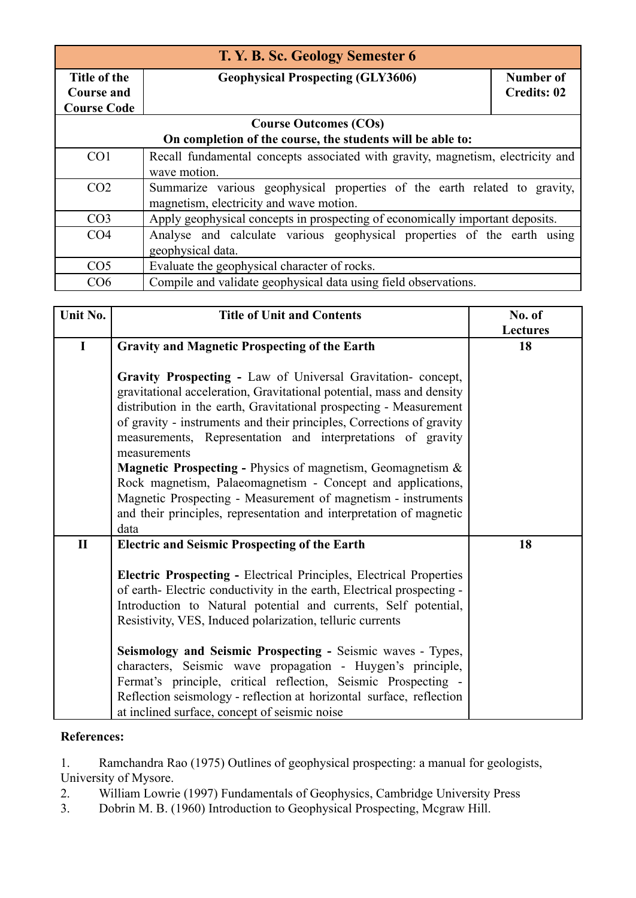| T. Y. B. Sc. Geology Semester 6 | | |
|---|---|---|
| **Title of the Course and Course Code** | **Geophysical Prospecting (GLY3606)** | **Number of Credits: 02** |

| **Course Outcomes (COs)**<br>**On completion of the course, the students will be able to:** | |
|---|---|
| CO1 | Recall fundamental concepts associated with gravity, magnetism, electricity and wave motion. |
| CO2 | Summarize various geophysical properties of the earth related to gravity, magnetism, electricity and wave motion. |
| CO3 | Apply geophysical concepts in prospecting of economically important deposits. |
| CO4 | Analyse and calculate various geophysical properties of the earth using geophysical data. |
| CO5 | Evaluate the geophysical character of rocks. |
| CO6 | Compile and validate geophysical data using field observations. |

| Unit No. | Title of Unit and Contents | No. of Lectures |
|---|---|---|
| **I** | **Gravity and Magnetic Prospecting of the Earth**<br><br>**Gravity Prospecting -** Law of Universal Gravitation- concept, gravitational acceleration, Gravitational potential, mass and density distribution in the earth, Gravitational prospecting - Measurement of gravity - instruments and their principles, Corrections of gravity measurements, Representation and interpretations of gravity measurements<br>**Magnetic Prospecting -** Physics of magnetism, Geomagnetism & Rock magnetism, Palaeomagnetism - Concept and applications, Magnetic Prospecting - Measurement of magnetism - instruments and their principles, representation and interpretation of magnetic data | **18** |
| **II** | **Electric and Seismic Prospecting of the Earth**<br><br>**Electric Prospecting -** Electrical Principles, Electrical Properties of earth- Electric conductivity in the earth, Electrical prospecting - Introduction to Natural potential and currents, Self potential, Resistivity, VES, Induced polarization, telluric currents<br><br>**Seismology and Seismic Prospecting -** Seismic waves - Types, characters, Seismic wave propagation - Huygen's principle, Fermat's principle, critical reflection, Seismic Prospecting - Reflection seismology - reflection at horizontal surface, reflection at inclined surface, concept of seismic noise | **18** |

**References:**

1. Ramchandra Rao (1975) Outlines of geophysical prospecting: a manual for geologists, University of Mysore.
2. William Lowrie (1997) Fundamentals of Geophysics, Cambridge University Press
3. Dobrin M. B. (1960) Introduction to Geophysical Prospecting, Mcgraw Hill.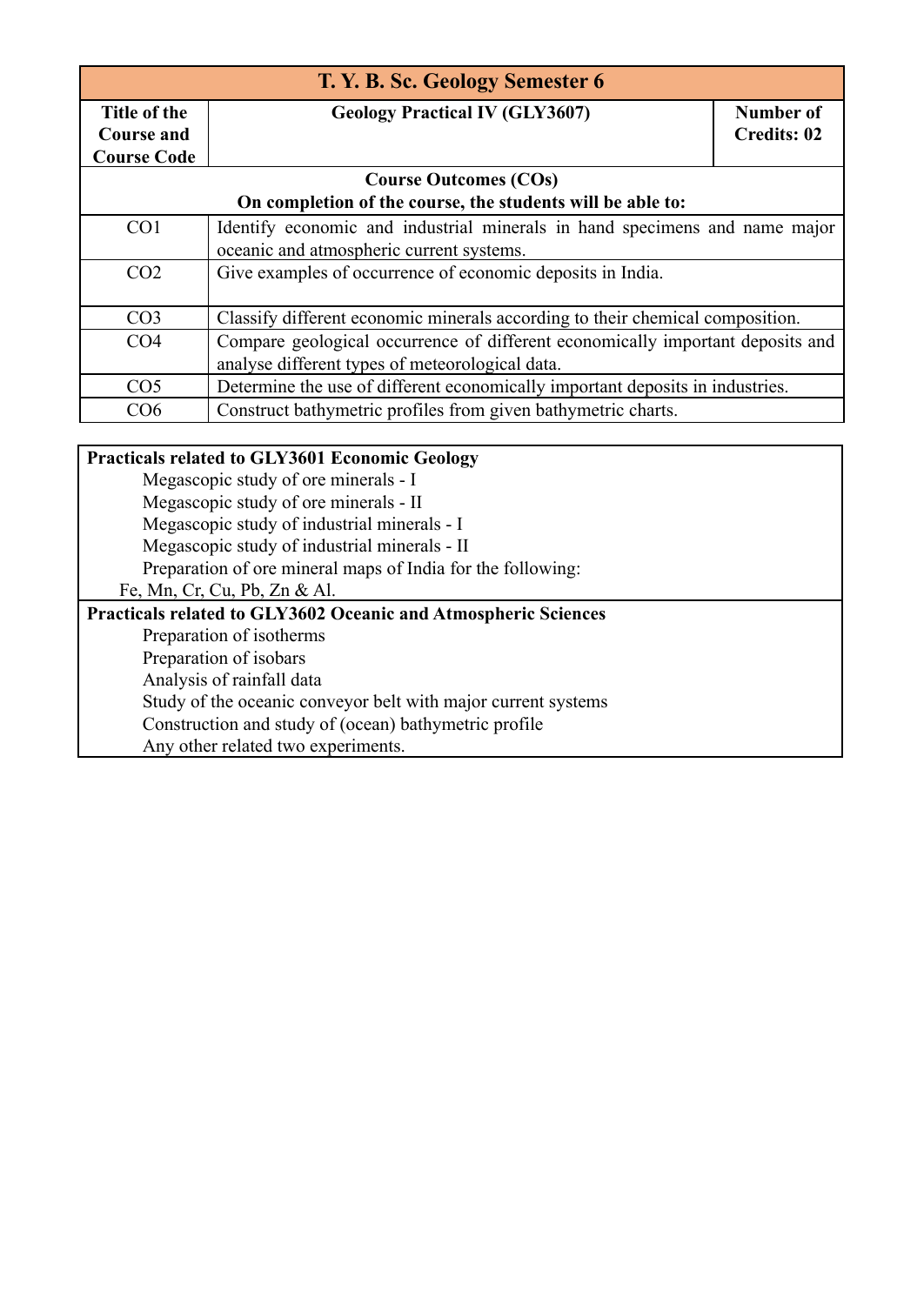| T. Y. B. Sc. Geology Semester 6 | | |
|---|---|---|
| **Title of the Course and Course Code** | **Geology Practical IV (GLY3607)** | **Number of Credits: 02** |
| **Course Outcomes (COs)**<br>**On completion of the course, the students will be able to:** | | |
| CO1 | Identify economic and industrial minerals in hand specimens and name major oceanic and atmospheric current systems. | |
| CO2 | Give examples of occurrence of economic deposits in India. | |
| CO3 | Classify different economic minerals according to their chemical composition. | |
| CO4 | Compare geological occurrence of different economically important deposits and analyse different types of meteorological data. | |
| CO5 | Determine the use of different economically important deposits in industries. | |
| CO6 | Construct bathymetric profiles from given bathymetric charts. | |

**Practicals related to GLY3601 Economic Geology**

- Megascopic study of ore minerals - I
- Megascopic study of ore minerals - II
- Megascopic study of industrial minerals - I
- Megascopic study of industrial minerals - II
- Preparation of ore mineral maps of India for the following:
  Fe, Mn, Cr, Cu, Pb, Zn & Al.

**Practicals related to GLY3602 Oceanic and Atmospheric Sciences**

- Preparation of isotherms
- Preparation of isobars
- Analysis of rainfall data
- Study of the oceanic conveyor belt with major current systems
- Construction and study of (ocean) bathymetric profile
- Any other related two experiments.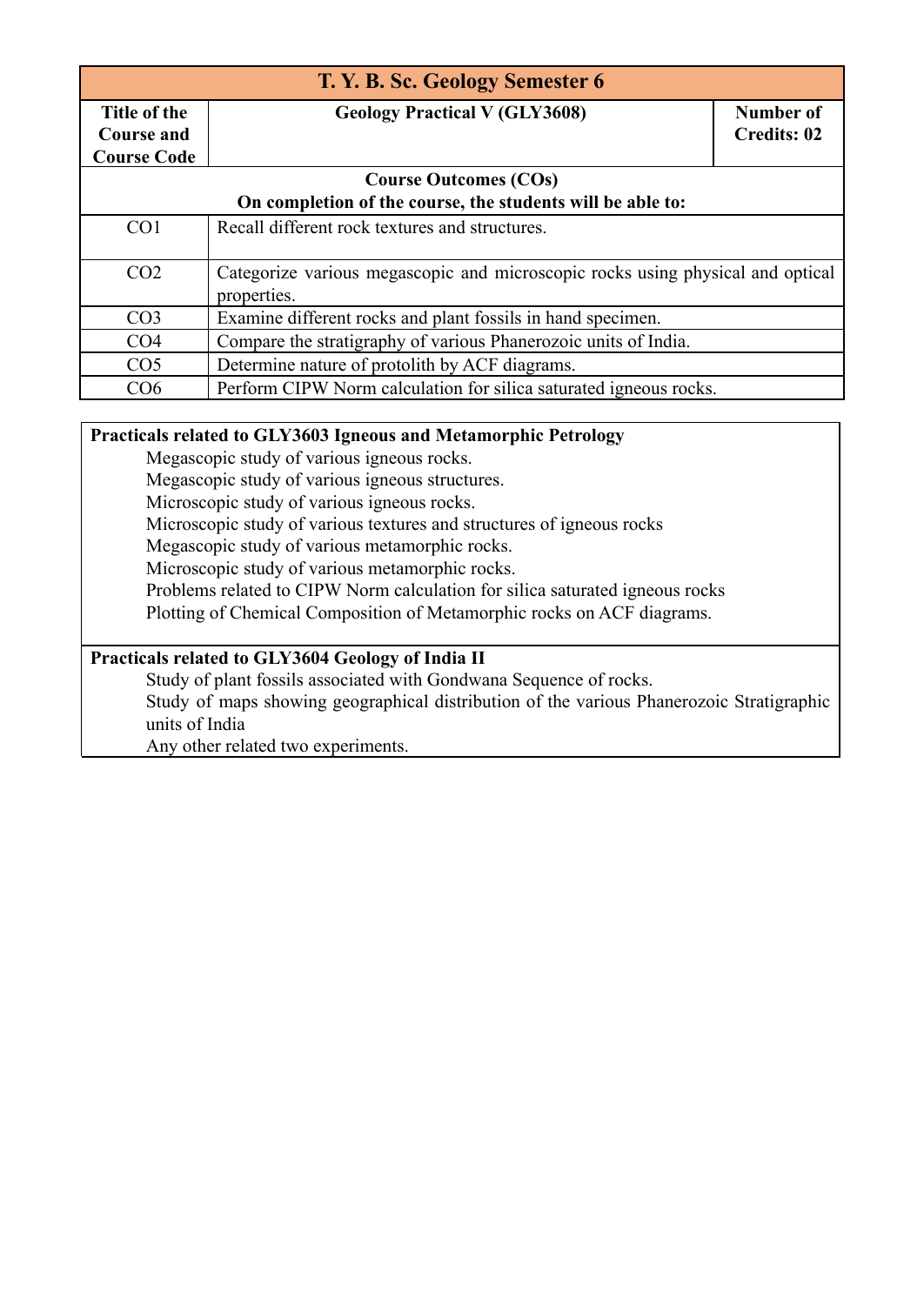| T. Y. B. Sc. Geology Semester 6 | | |
|---|---|---|
| **Title of the Course and Course Code** | **Geology Practical V (GLY3608)** | **Number of Credits: 02** |
| **Course Outcomes (COs)**<br>**On completion of the course, the students will be able to:** | | |
| CO1 | Recall different rock textures and structures. | |
| CO2 | Categorize various megascopic and microscopic rocks using physical and optical properties. | |
| CO3 | Examine different rocks and plant fossils in hand specimen. | |
| CO4 | Compare the stratigraphy of various Phanerozoic units of India. | |
| CO5 | Determine nature of protolith by ACF diagrams. | |
| CO6 | Perform CIPW Norm calculation for silica saturated igneous rocks. | |

**Practicals related to GLY3603 Igneous and Metamorphic Petrology**

- Megascopic study of various igneous rocks.
- Megascopic study of various igneous structures.
- Microscopic study of various igneous rocks.
- Microscopic study of various textures and structures of igneous rocks
- Megascopic study of various metamorphic rocks.
- Microscopic study of various metamorphic rocks.
- Problems related to CIPW Norm calculation for silica saturated igneous rocks
- Plotting of Chemical Composition of Metamorphic rocks on ACF diagrams.

**Practicals related to GLY3604 Geology of India II**

- Study of plant fossils associated with Gondwana Sequence of rocks.
- Study of maps showing geographical distribution of the various Phanerozoic Stratigraphic units of India
- Any other related two experiments.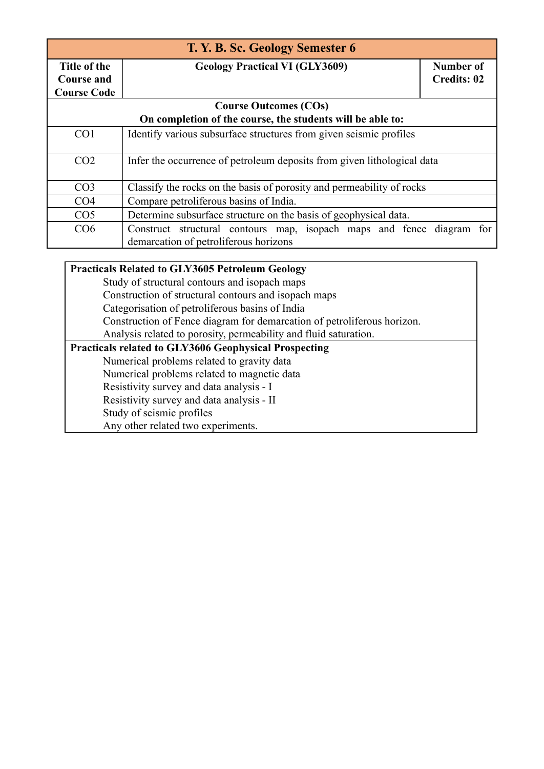| T. Y. B. Sc. Geology Semester 6 | | |
|---|---|---|
| **Title of the Course and Course Code** | **Geology Practical VI (GLY3609)** | **Number of Credits: 02** |
| **Course Outcomes (COs)**<br>**On completion of the course, the students will be able to:** | | |
| CO1 | Identify various subsurface structures from given seismic profiles | |
| CO2 | Infer the occurrence of petroleum deposits from given lithological data | |
| CO3 | Classify the rocks on the basis of porosity and permeability of rocks | |
| CO4 | Compare petroliferous basins of India. | |
| CO5 | Determine subsurface structure on the basis of geophysical data. | |
| CO6 | Construct structural contours map, isopach maps and fence diagram for demarcation of petroliferous horizons | |

| Practicals |
|---|
| **Practicals Related to GLY3605 Petroleum Geology**<br>Study of structural contours and isopach maps<br>Construction of structural contours and isopach maps<br>Categorisation of petroliferous basins of India<br>Construction of Fence diagram for demarcation of petroliferous horizon.<br>Analysis related to porosity, permeability and fluid saturation. |
| **Practicals related to GLY3606 Geophysical Prospecting**<br>Numerical problems related to gravity data<br>Numerical problems related to magnetic data<br>Resistivity survey and data analysis - I<br>Resistivity survey and data analysis - II<br>Study of seismic profiles<br>Any other related two experiments. |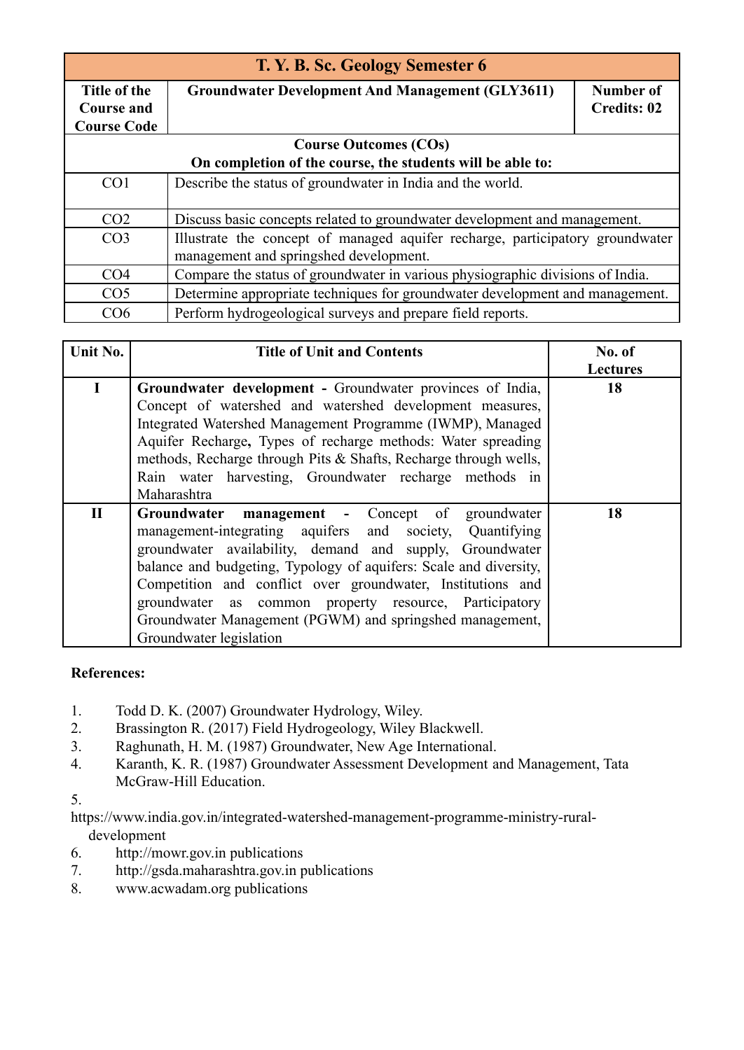| T. Y. B. Sc. Geology Semester 6 | | |
|---|---|---|
| **Title of the Course and Course Code** | **Groundwater Development And Management (GLY3611)** | **Number of Credits: 02** |

| **Course Outcomes (COs)<br>On completion of the course, the students will be able to:** | |
|---|---|
| CO1 | Describe the status of groundwater in India and the world. |
| CO2 | Discuss basic concepts related to groundwater development and management. |
| CO3 | Illustrate the concept of managed aquifer recharge, participatory groundwater management and springshed development. |
| CO4 | Compare the status of groundwater in various physiographic divisions of India. |
| CO5 | Determine appropriate techniques for groundwater development and management. |
| CO6 | Perform hydrogeological surveys and prepare field reports. |

| Unit No. | Title of Unit and Contents | No. of Lectures |
|---|---|---|
| **I** | **Groundwater development -** Groundwater provinces of India, Concept of watershed and watershed development measures, Integrated Watershed Management Programme (IWMP), Managed Aquifer Recharge**,** Types of recharge methods: Water spreading methods, Recharge through Pits & Shafts, Recharge through wells, Rain water harvesting, Groundwater recharge methods in Maharashtra | **18** |
| **II** | **Groundwater management -** Concept of groundwater management-integrating aquifers and society, Quantifying groundwater availability, demand and supply, Groundwater balance and budgeting, Typology of aquifers: Scale and diversity, Competition and conflict over groundwater, Institutions and groundwater as common property resource, Participatory Groundwater Management (PGWM) and springshed management, Groundwater legislation | **18** |

**References:**

1. Todd D. K. (2007) Groundwater Hydrology, Wiley.
2. Brassington R. (2017) Field Hydrogeology, Wiley Blackwell.
3. Raghunath, H. M. (1987) Groundwater, New Age International.
4. Karanth, K. R. (1987) Groundwater Assessment Development and Management, Tata McGraw-Hill Education.
5. https://www.india.gov.in/integrated-watershed-management-programme-ministry-rural-development
6. http://mowr.gov.in publications
7. http://gsda.maharashtra.gov.in publications
8. www.acwadam.org publications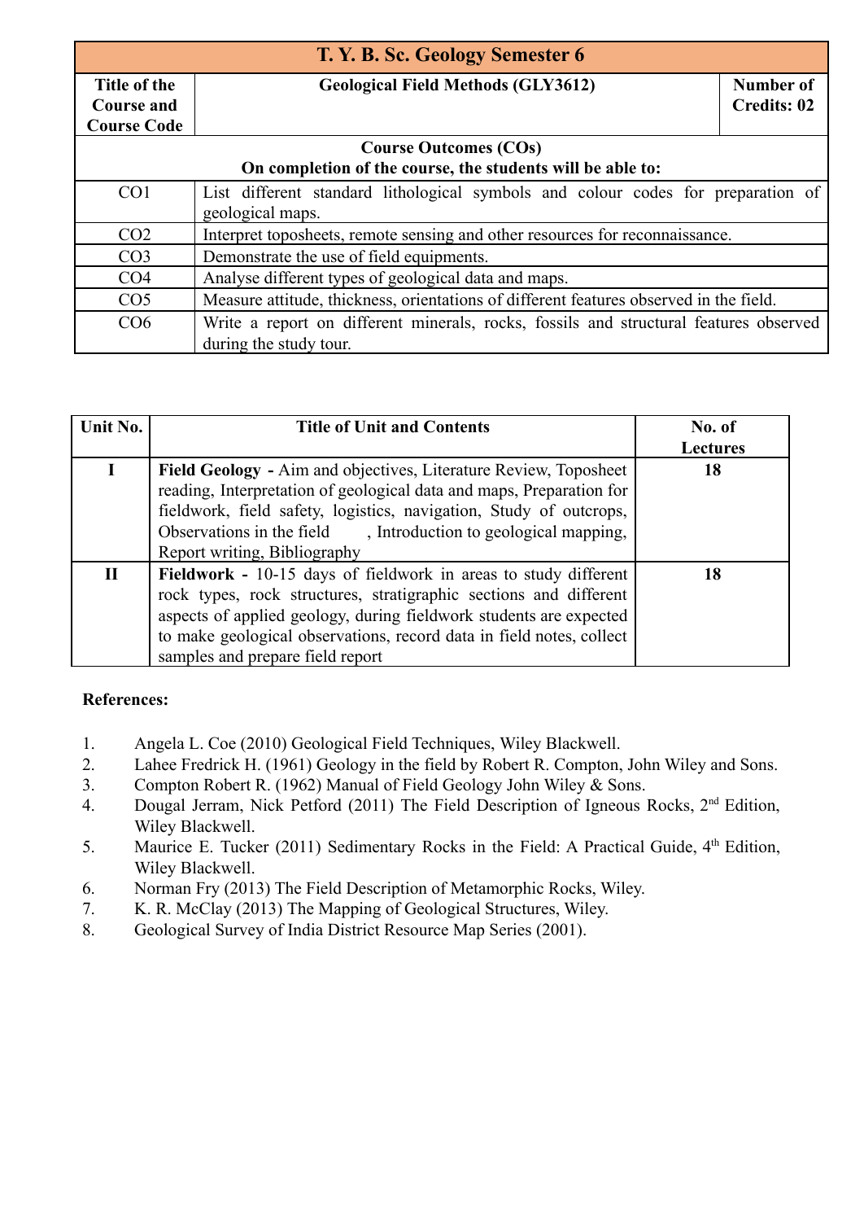| T. Y. B. Sc. Geology Semester 6 | | |
|---|---|---|
| **Title of the Course and Course Code** | **Geological Field Methods (GLY3612)** | **Number of Credits: 02** |

| **Course Outcomes (COs)** <br> **On completion of the course, the students will be able to:** | |
|---|---|
| CO1 | List different standard lithological symbols and colour codes for preparation of geological maps. |
| CO2 | Interpret toposheets, remote sensing and other resources for reconnaissance. |
| CO3 | Demonstrate the use of field equipments. |
| CO4 | Analyse different types of geological data and maps. |
| CO5 | Measure attitude, thickness, orientations of different features observed in the field. |
| CO6 | Write a report on different minerals, rocks, fossils and structural features observed during the study tour. |

| Unit No. | Title of Unit and Contents | No. of Lectures |
|---|---|---|
| **I** | **Field Geology -** Aim and objectives, Literature Review, Toposheet reading, Interpretation of geological data and maps, Preparation for fieldwork, field safety, logistics, navigation, Study of outcrops, Observations in the field , Introduction to geological mapping, Report writing, Bibliography | **18** |
| **II** | **Fieldwork -** 10-15 days of fieldwork in areas to study different rock types, rock structures, stratigraphic sections and different aspects of applied geology, during fieldwork students are expected to make geological observations, record data in field notes, collect samples and prepare field report | **18** |

**References:**

1. Angela L. Coe (2010) Geological Field Techniques, Wiley Blackwell.
2. Lahee Fredrick H. (1961) Geology in the field by Robert R. Compton, John Wiley and Sons.
3. Compton Robert R. (1962) Manual of Field Geology John Wiley & Sons.
4. Dougal Jerram, Nick Petford (2011) The Field Description of Igneous Rocks, 2nd Edition, Wiley Blackwell.
5. Maurice E. Tucker (2011) Sedimentary Rocks in the Field: A Practical Guide, 4th Edition, Wiley Blackwell.
6. Norman Fry (2013) The Field Description of Metamorphic Rocks, Wiley.
7. K. R. McClay (2013) The Mapping of Geological Structures, Wiley.
8. Geological Survey of India District Resource Map Series (2001).